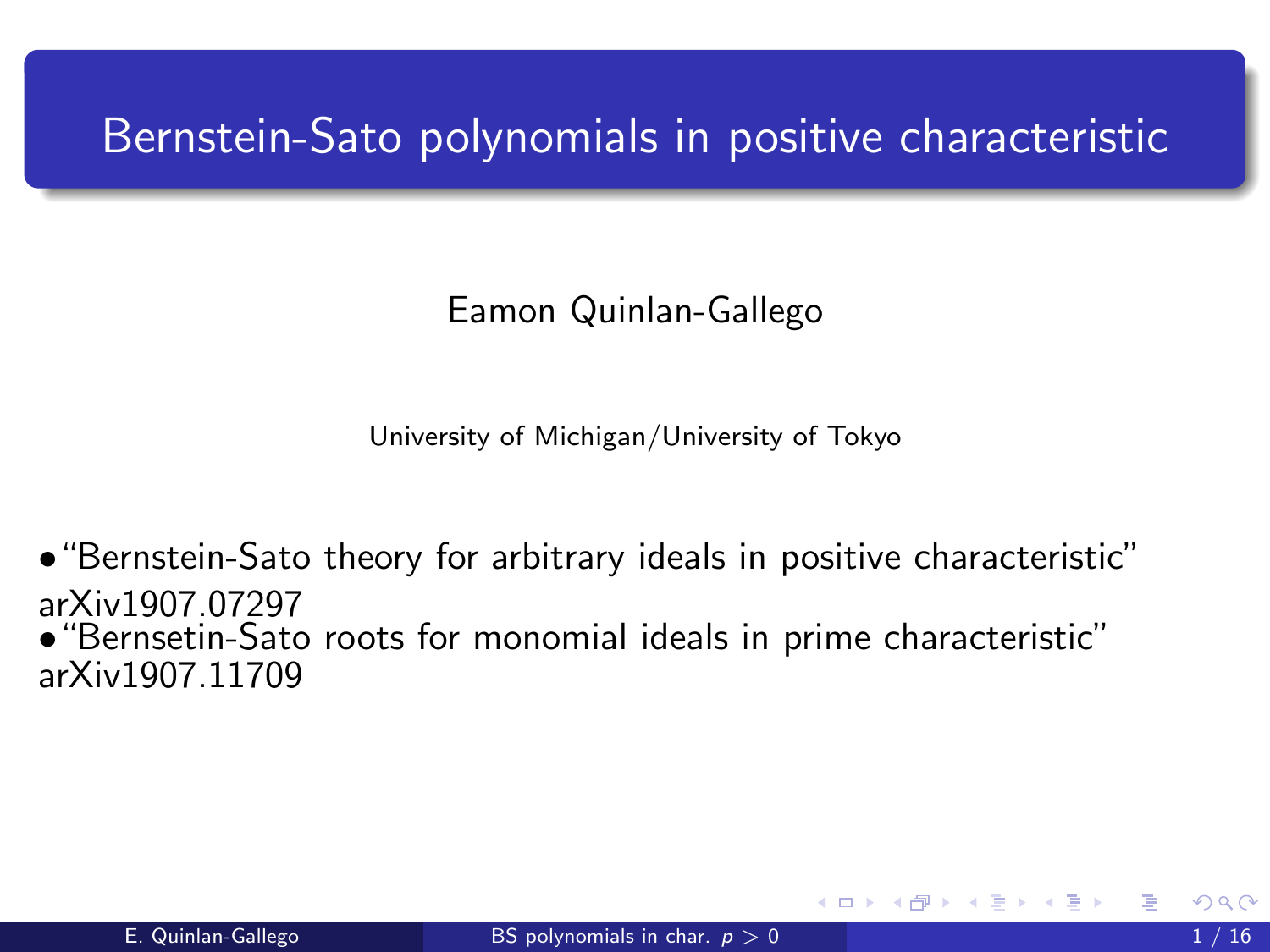# Bernstein-Sato polynomials in positive characteristic

Eamon Quinlan-Gallego

University of Michigan/University of Tokyo

- "Bernstein-Sato theory for arbitrary ideals in positive characteristic" arXiv1907.07297
- "Bernsetin-Sato roots for monomial ideals in prime characteristic" arXiv1907.11709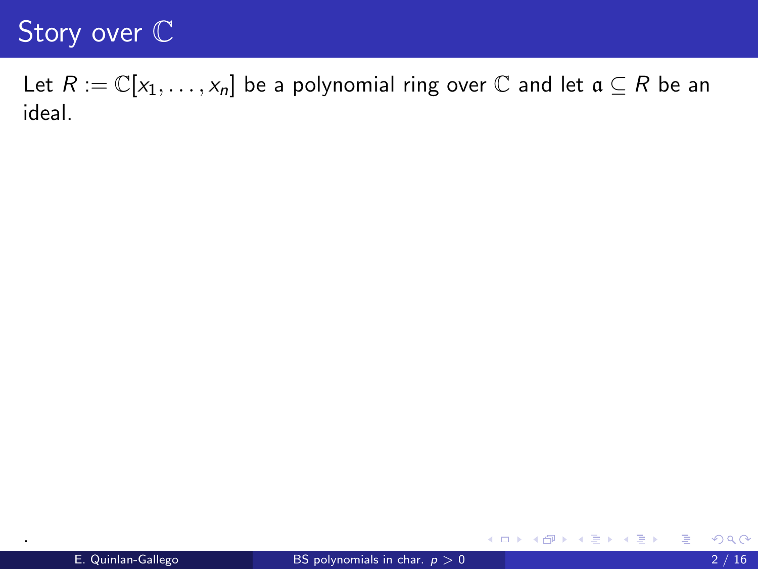# Story over $\mathbb{C}$

Let $R := \mathbb{C}[x_1, \ldots, x_n]$ be a polynomial ring over $\mathbb{C}$ and let $\mathfrak{a} \subseteq R$ be an ideal.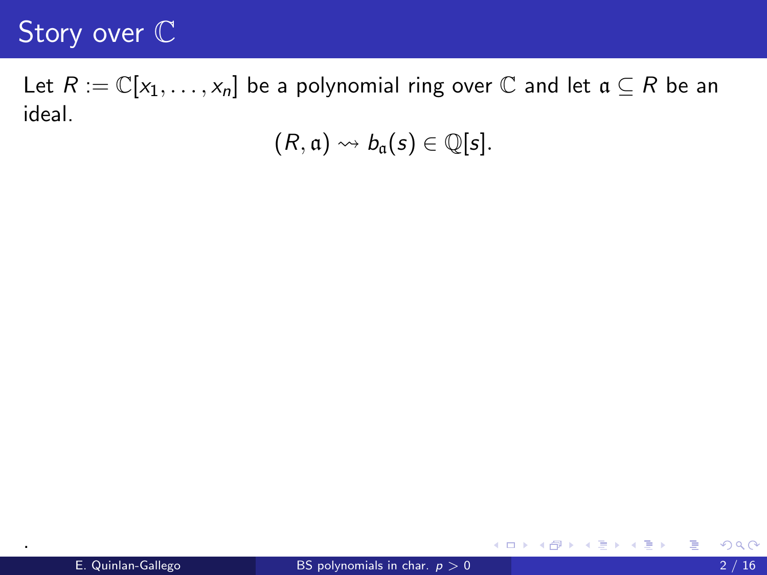# Story over $\mathbb{C}$

Let $R := \mathbb{C}[x_1, \ldots, x_n]$ be a polynomial ring over $\mathbb{C}$ and let $\mathfrak{a} \subseteq R$ be an ideal.

$$(R, \mathfrak{a}) \rightsquigarrow b_{\mathfrak{a}}(s) \in \mathbb{Q}[s].$$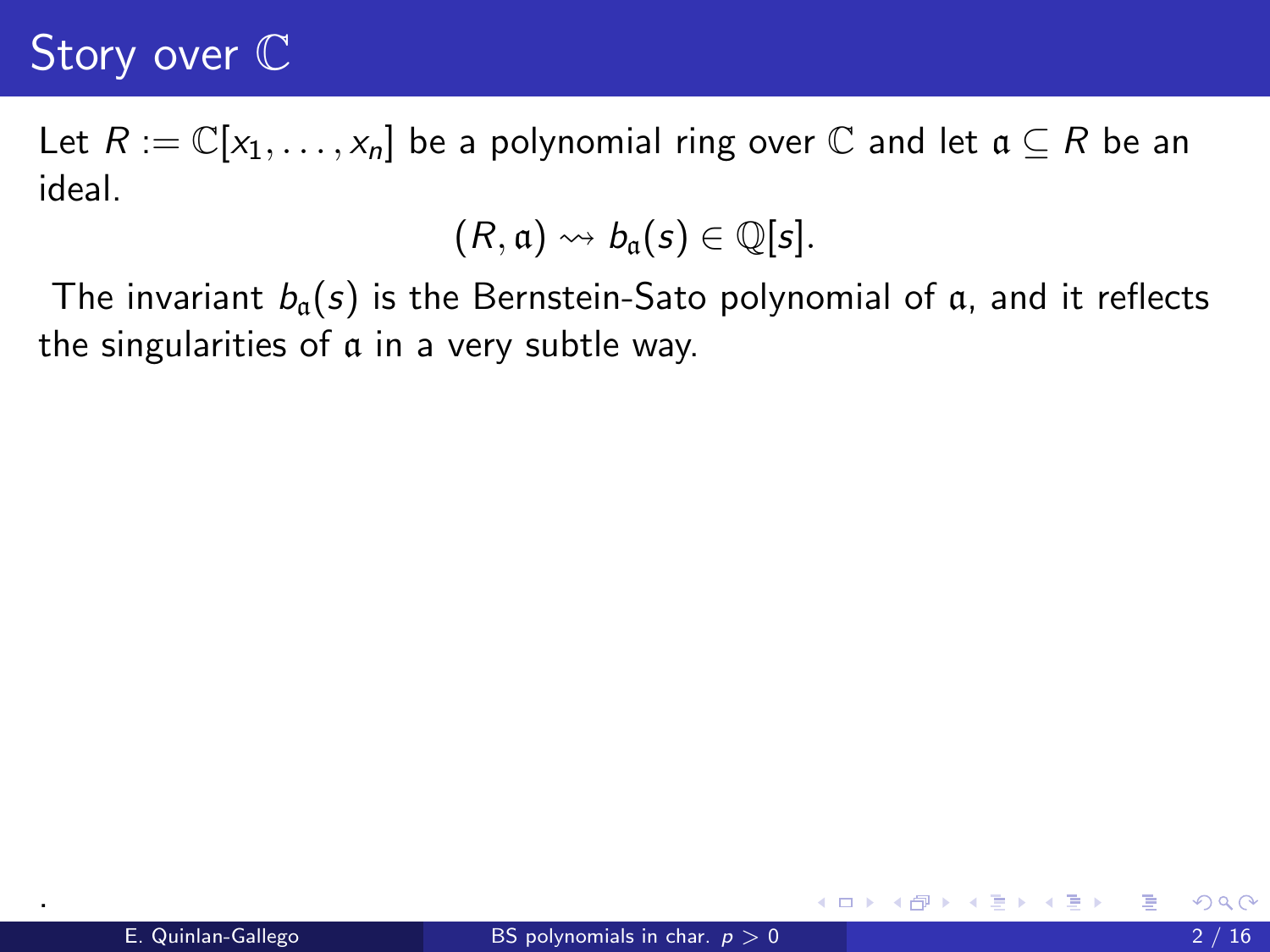# Story over $\mathbb{C}$

Let $R := \mathbb{C}[x_1, \ldots, x_n]$ be a polynomial ring over $\mathbb{C}$ and let $\mathfrak{a} \subseteq R$ be an ideal.

$$(R, \mathfrak{a}) \rightsquigarrow b_{\mathfrak{a}}(s) \in \mathbb{Q}[s].$$

The invariant $b_{\mathfrak{a}}(s)$ is the Bernstein-Sato polynomial of $\mathfrak{a}$, and it reflects the singularities of $\mathfrak{a}$ in a very subtle way.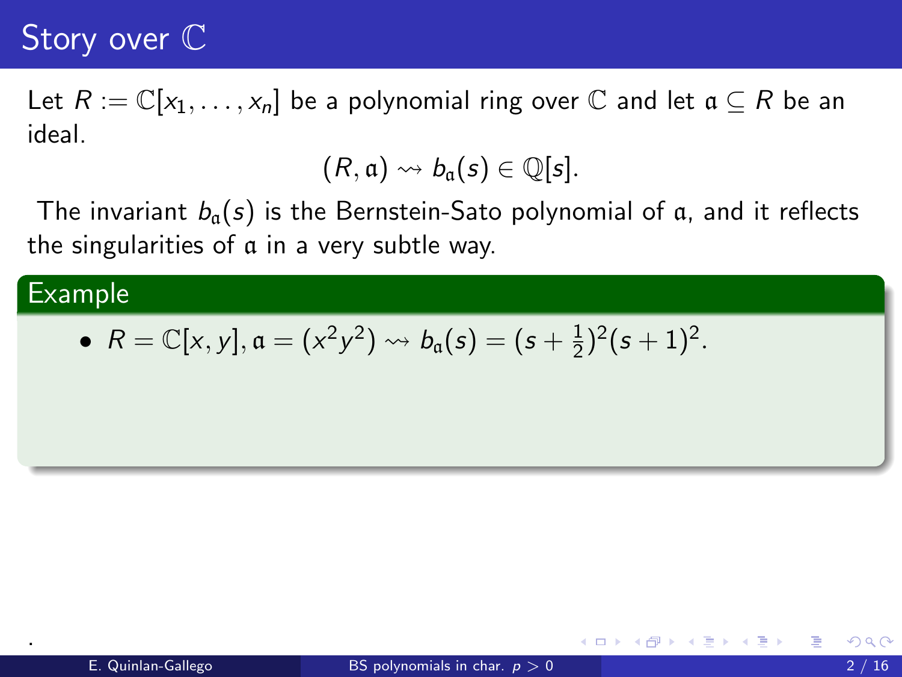# Story over $\mathbb{C}$

Let $R := \mathbb{C}[x_1, \ldots, x_n]$ be a polynomial ring over $\mathbb{C}$ and let $\mathfrak{a} \subseteq R$ be an ideal.

$$(R, \mathfrak{a}) \rightsquigarrow b_{\mathfrak{a}}(s) \in \mathbb{Q}[s].$$

The invariant $b_{\mathfrak{a}}(s)$ is the Bernstein-Sato polynomial of $\mathfrak{a}$, and it reflects the singularities of $\mathfrak{a}$ in a very subtle way.

**Example**

- $R = \mathbb{C}[x, y], \mathfrak{a} = (x^2y^2) \rightsquigarrow b_{\mathfrak{a}}(s) = (s + \frac{1}{2})^2(s + 1)^2.$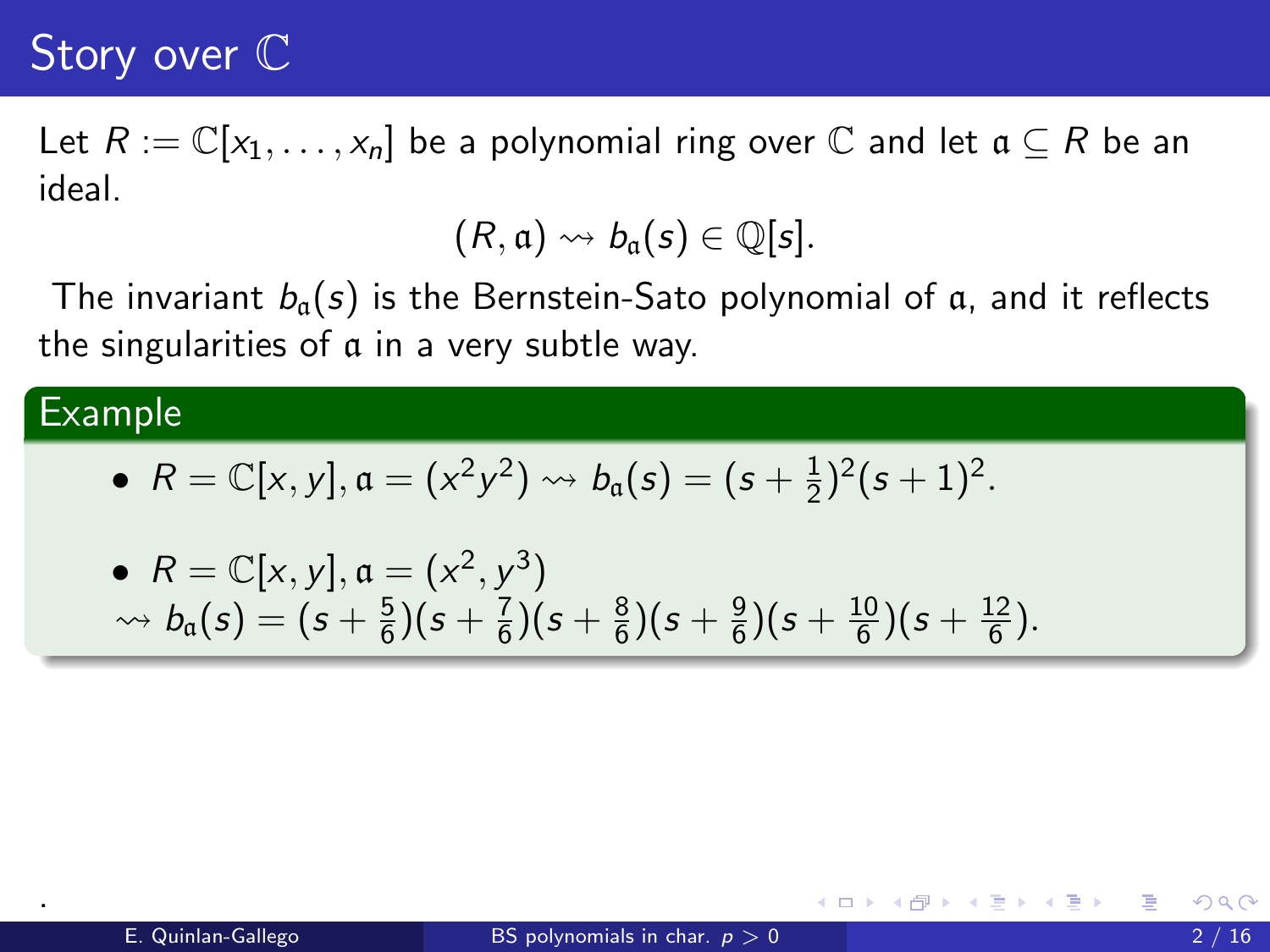# Story over $\mathbb{C}$

Let $R := \mathbb{C}[x_1, \ldots, x_n]$ be a polynomial ring over $\mathbb{C}$ and let $\mathfrak{a} \subseteq R$ be an ideal.

$$(R, \mathfrak{a}) \rightsquigarrow b_{\mathfrak{a}}(s) \in \mathbb{Q}[s].$$

The invariant $b_{\mathfrak{a}}(s)$ is the Bernstein-Sato polynomial of $\mathfrak{a}$, and it reflects the singularities of $\mathfrak{a}$ in a very subtle way.

**Example**

- $R = \mathbb{C}[x, y], \mathfrak{a} = (x^2 y^2) \rightsquigarrow b_{\mathfrak{a}}(s) = (s + \frac{1}{2})^2 (s + 1)^2.$
- $R = \mathbb{C}[x, y], \mathfrak{a} = (x^2, y^3)$
  $\rightsquigarrow b_{\mathfrak{a}}(s) = (s + \frac{5}{6})(s + \frac{7}{6})(s + \frac{8}{6})(s + \frac{9}{6})(s + \frac{10}{6})(s + \frac{12}{6}).$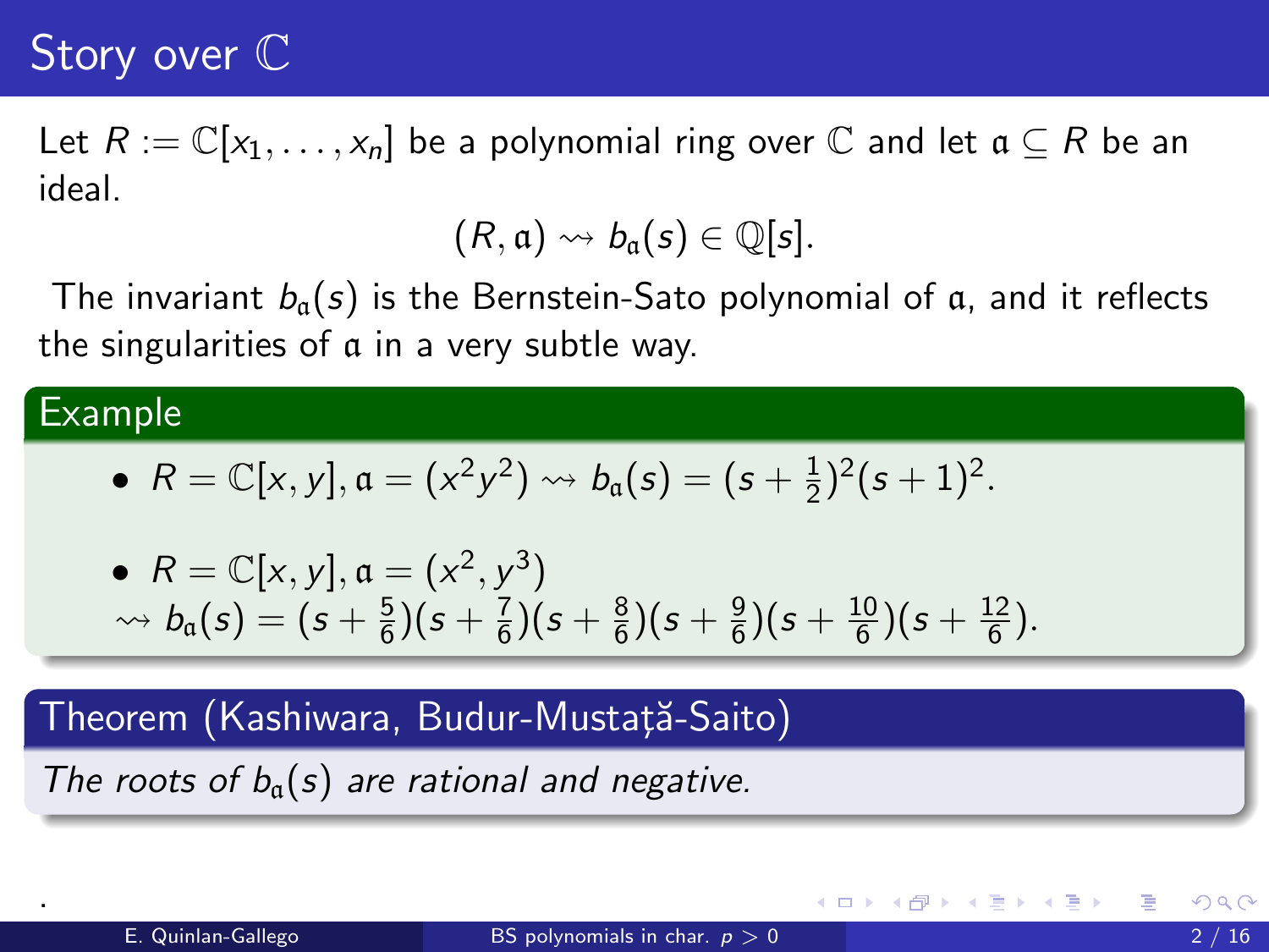# Story over $\mathbb{C}$

Let $R := \mathbb{C}[x_1, \ldots, x_n]$ be a polynomial ring over $\mathbb{C}$ and let $\mathfrak{a} \subseteq R$ be an ideal.

$$(R, \mathfrak{a}) \rightsquigarrow b_{\mathfrak{a}}(s) \in \mathbb{Q}[s].$$

The invariant $b_{\mathfrak{a}}(s)$ is the Bernstein-Sato polynomial of $\mathfrak{a}$, and it reflects the singularities of $\mathfrak{a}$ in a very subtle way.

**Example**

- $R = \mathbb{C}[x, y], \mathfrak{a} = (x^2y^2) \rightsquigarrow b_{\mathfrak{a}}(s) = (s + \frac{1}{2})^2(s + 1)^2.$
- $R = \mathbb{C}[x, y], \mathfrak{a} = (x^2, y^3)$
  $\rightsquigarrow b_{\mathfrak{a}}(s) = (s + \frac{5}{6})(s + \frac{7}{6})(s + \frac{8}{6})(s + \frac{9}{6})(s + \frac{10}{6})(s + \frac{12}{6}).$

**Theorem (Kashiwara, Budur-Mustață-Saito)**

*The roots of $b_{\mathfrak{a}}(s)$ are rational and negative.*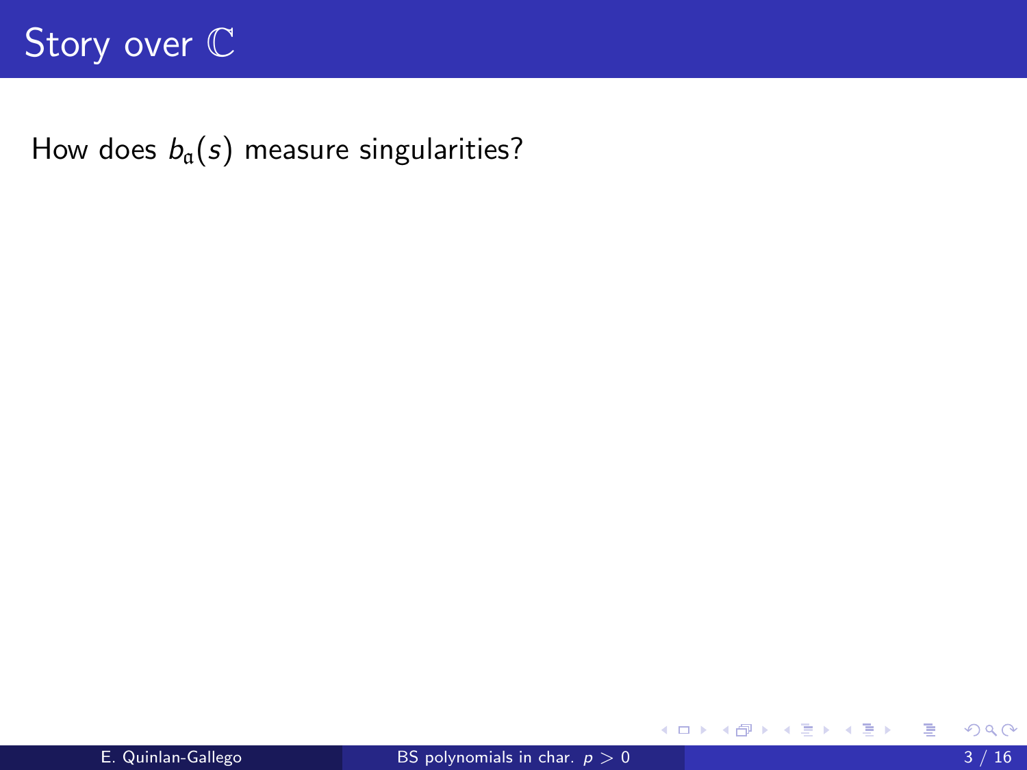# Story over $\mathbb{C}$

How does $b_{\mathfrak{a}}(s)$ measure singularities?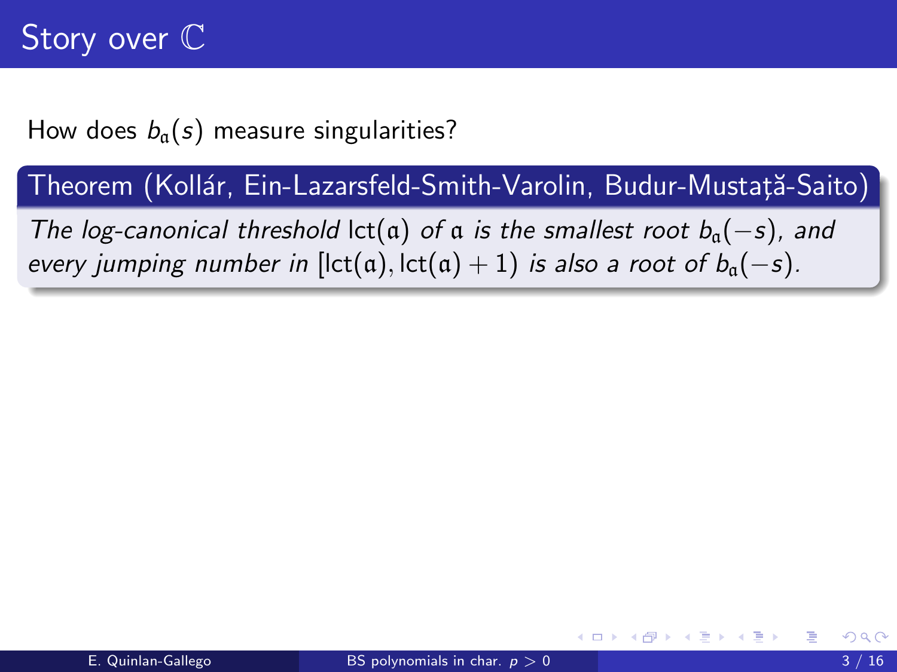# Story over $\mathbb{C}$

How does $b_{\mathfrak{a}}(s)$ measure singularities?

**Theorem (Kollár, Ein-Lazarsfeld-Smith-Varolin, Budur-Mustață-Saito)**

*The log-canonical threshold* $\operatorname{lct}(\mathfrak{a})$ *of* $\mathfrak{a}$ *is the smallest root* $b_{\mathfrak{a}}(-s)$*, and every jumping number in* $[\operatorname{lct}(\mathfrak{a}), \operatorname{lct}(\mathfrak{a}) + 1)$ *is also a root of* $b_{\mathfrak{a}}(-s)$*.*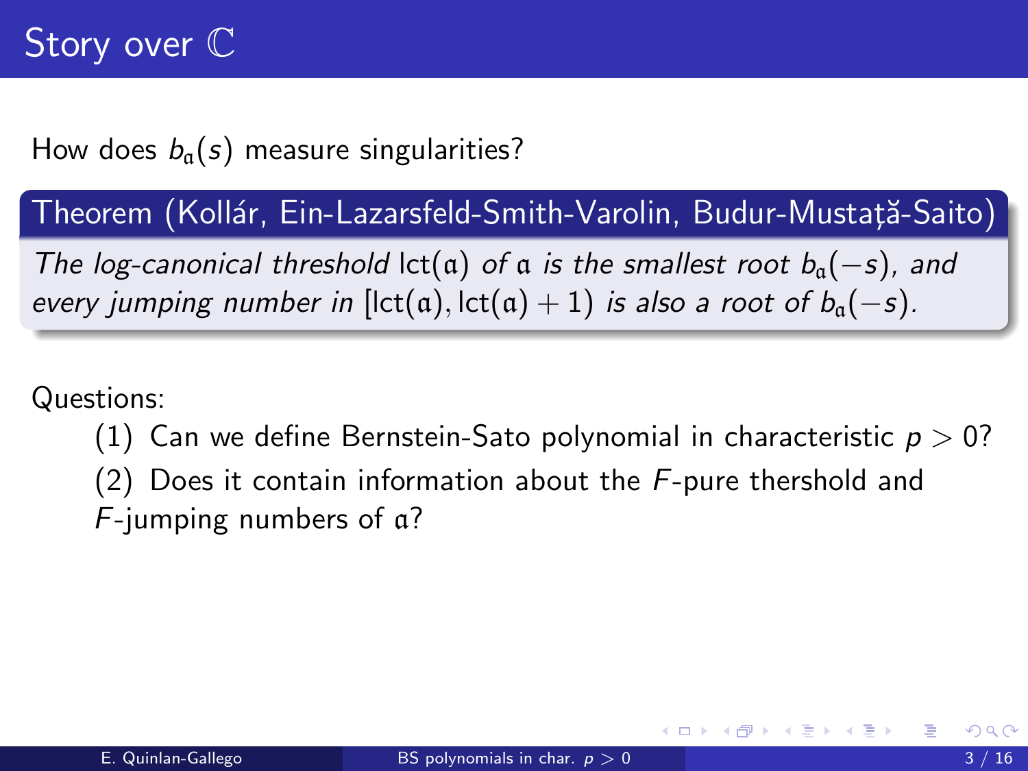# Story over $\mathbb{C}$

How does $b_{\mathfrak{a}}(s)$ measure singularities?

**Theorem (Kollár, Ein-Lazarsfeld-Smith-Varolin, Budur-Mustață-Saito)**

*The log-canonical threshold* $\mathrm{lct}(\mathfrak{a})$ *of* $\mathfrak{a}$ *is the smallest root* $b_{\mathfrak{a}}(-s)$*, and every jumping number in* $[\mathrm{lct}(\mathfrak{a}), \mathrm{lct}(\mathfrak{a}) + 1)$ *is also a root of* $b_{\mathfrak{a}}(-s)$*.*

Questions:

(1) Can we define Bernstein-Sato polynomial in characteristic $p > 0$?

(2) Does it contain information about the $F$-pure thershold and $F$-jumping numbers of $\mathfrak{a}$?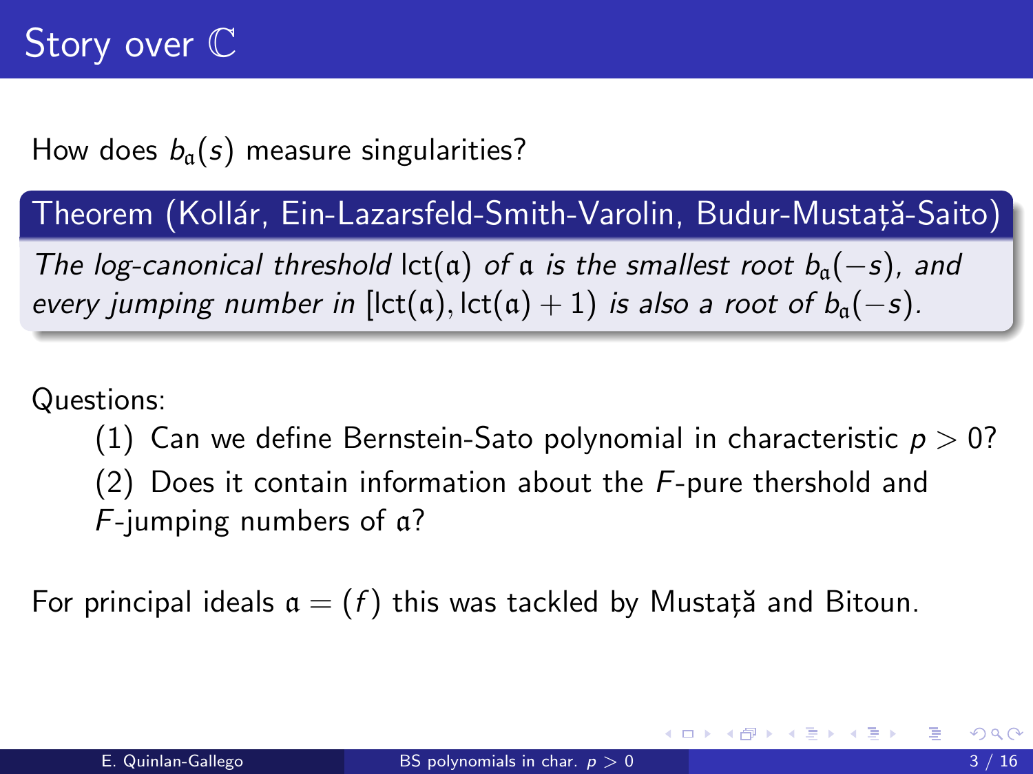# Story over $\mathbb{C}$

How does $b_{\mathfrak{a}}(s)$ measure singularities?

**Theorem (Kollár, Ein-Lazarsfeld-Smith-Varolin, Budur-Mustață-Saito)**

*The log-canonical threshold* $\mathrm{lct}(\mathfrak{a})$ *of* $\mathfrak{a}$ *is the smallest root* $b_{\mathfrak{a}}(-s)$*, and every jumping number in* $[\mathrm{lct}(\mathfrak{a}), \mathrm{lct}(\mathfrak{a}) + 1)$ *is also a root of* $b_{\mathfrak{a}}(-s)$*.*

Questions:

(1) Can we define Bernstein-Sato polynomial in characteristic $p > 0$?

(2) Does it contain information about the $F$-pure thershold and $F$-jumping numbers of $\mathfrak{a}$?

For principal ideals $\mathfrak{a} = (f)$ this was tackled by Mustață and Bitoun.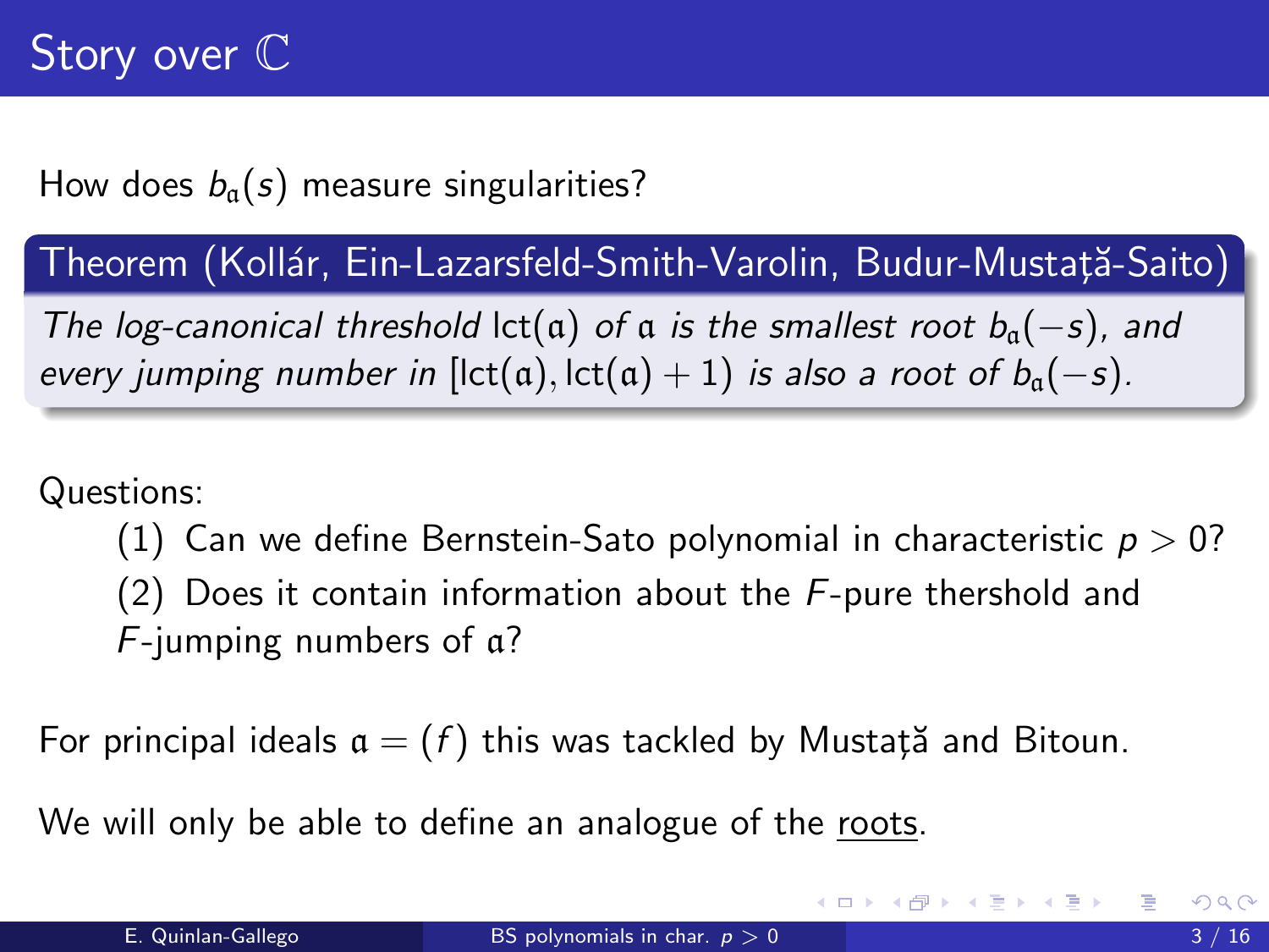# Story over $\mathbb{C}$

How does $b_{\mathfrak{a}}(s)$ measure singularities?

**Theorem (Kollár, Ein-Lazarsfeld-Smith-Varolin, Budur-Mustaţă-Saito)**

*The log-canonical threshold* $\operatorname{lct}(\mathfrak{a})$ *of* $\mathfrak{a}$ *is the smallest root* $b_{\mathfrak{a}}(-s)$*, and every jumping number in* $[\operatorname{lct}(\mathfrak{a}), \operatorname{lct}(\mathfrak{a}) + 1)$ *is also a root of* $b_{\mathfrak{a}}(-s)$*.*

Questions:

(1) Can we define Bernstein-Sato polynomial in characteristic $p > 0$?

(2) Does it contain information about the $F$-pure thershold and $F$-jumping numbers of $\mathfrak{a}$?

For principal ideals $\mathfrak{a} = (f)$ this was tackled by Mustaţă and Bitoun.

We will only be able to define an analogue of the roots.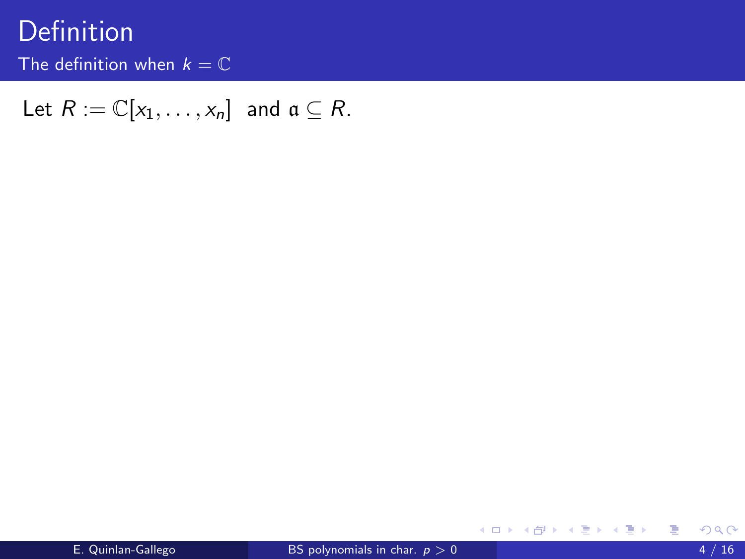# Definition

## The definition when $k = \mathbb{C}$

Let $R := \mathbb{C}[x_1, \ldots, x_n]$ and $\mathfrak{a} \subseteq R$.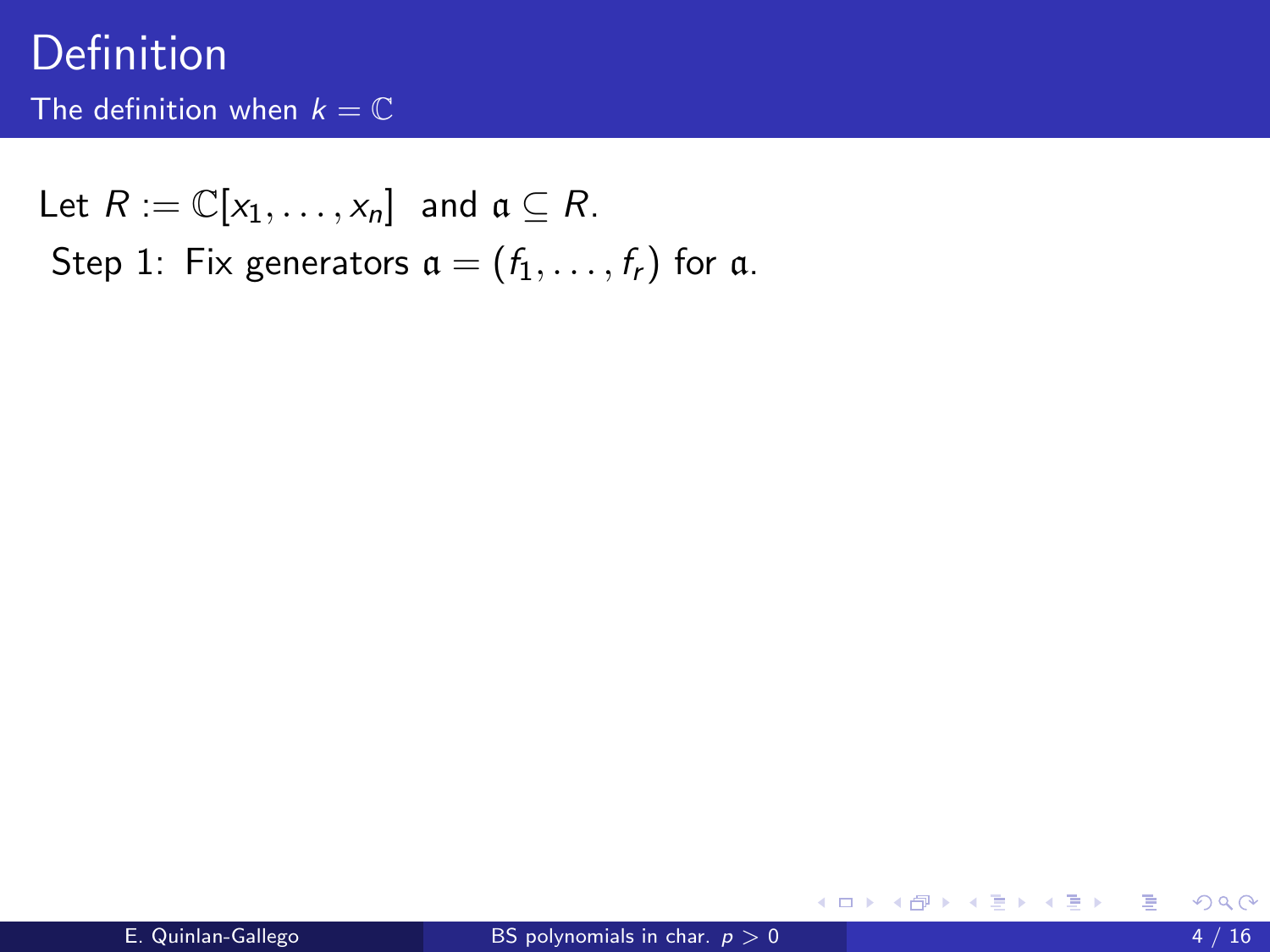# Definition

## The definition when $k = \mathbb{C}$

Let $R := \mathbb{C}[x_1, \ldots, x_n]$ and $\mathfrak{a} \subseteq R$.

Step 1: Fix generators $\mathfrak{a} = (f_1, \ldots, f_r)$ for $\mathfrak{a}$.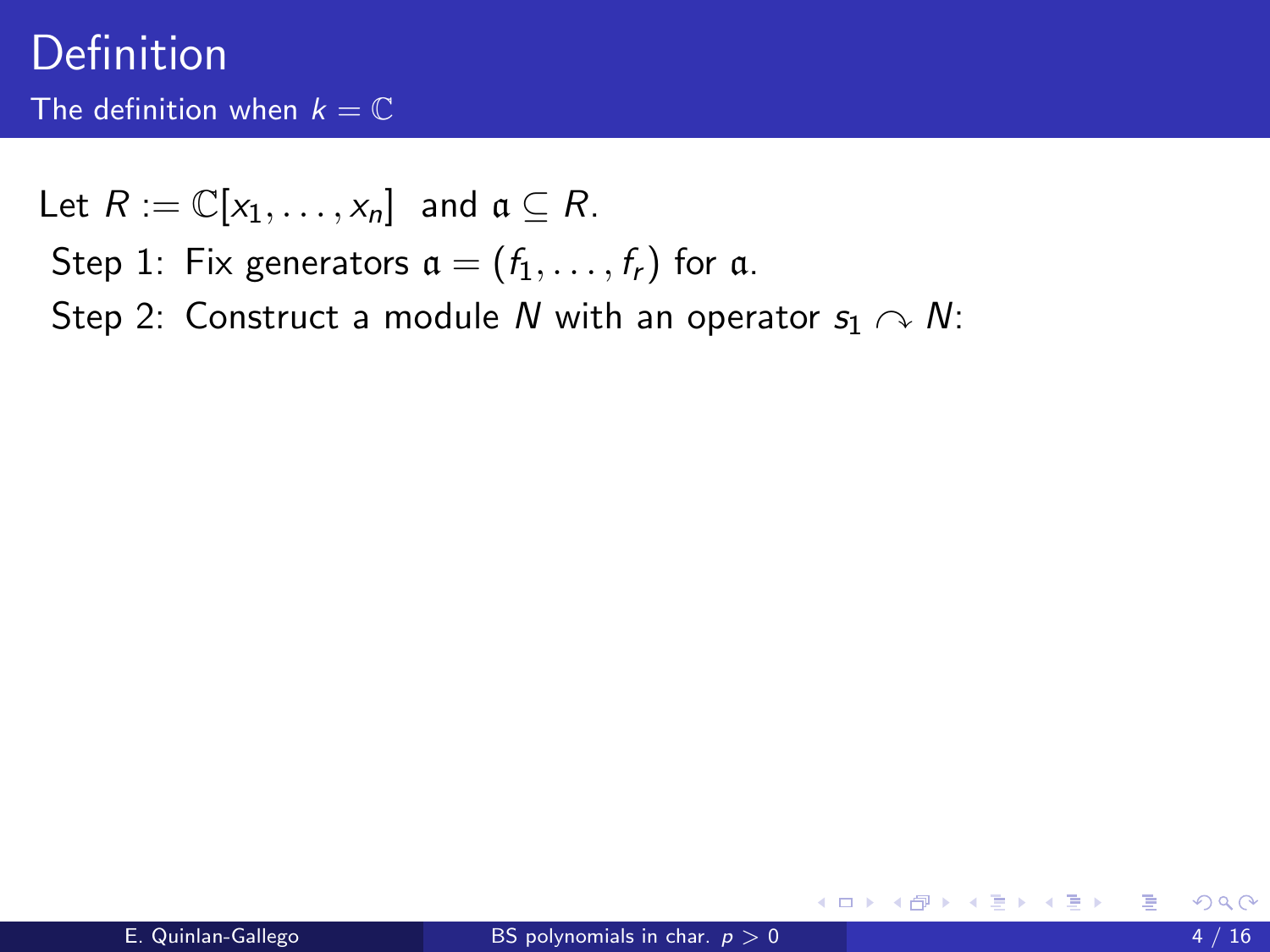# Definition

## The definition when $k = \mathbb{C}$

Let $R := \mathbb{C}[x_1, \ldots, x_n]$ and $\mathfrak{a} \subseteq R$.

Step 1: Fix generators $\mathfrak{a} = (f_1, \ldots, f_r)$ for $\mathfrak{a}$.

Step 2: Construct a module $N$ with an operator $s_1 \curvearrowright N$: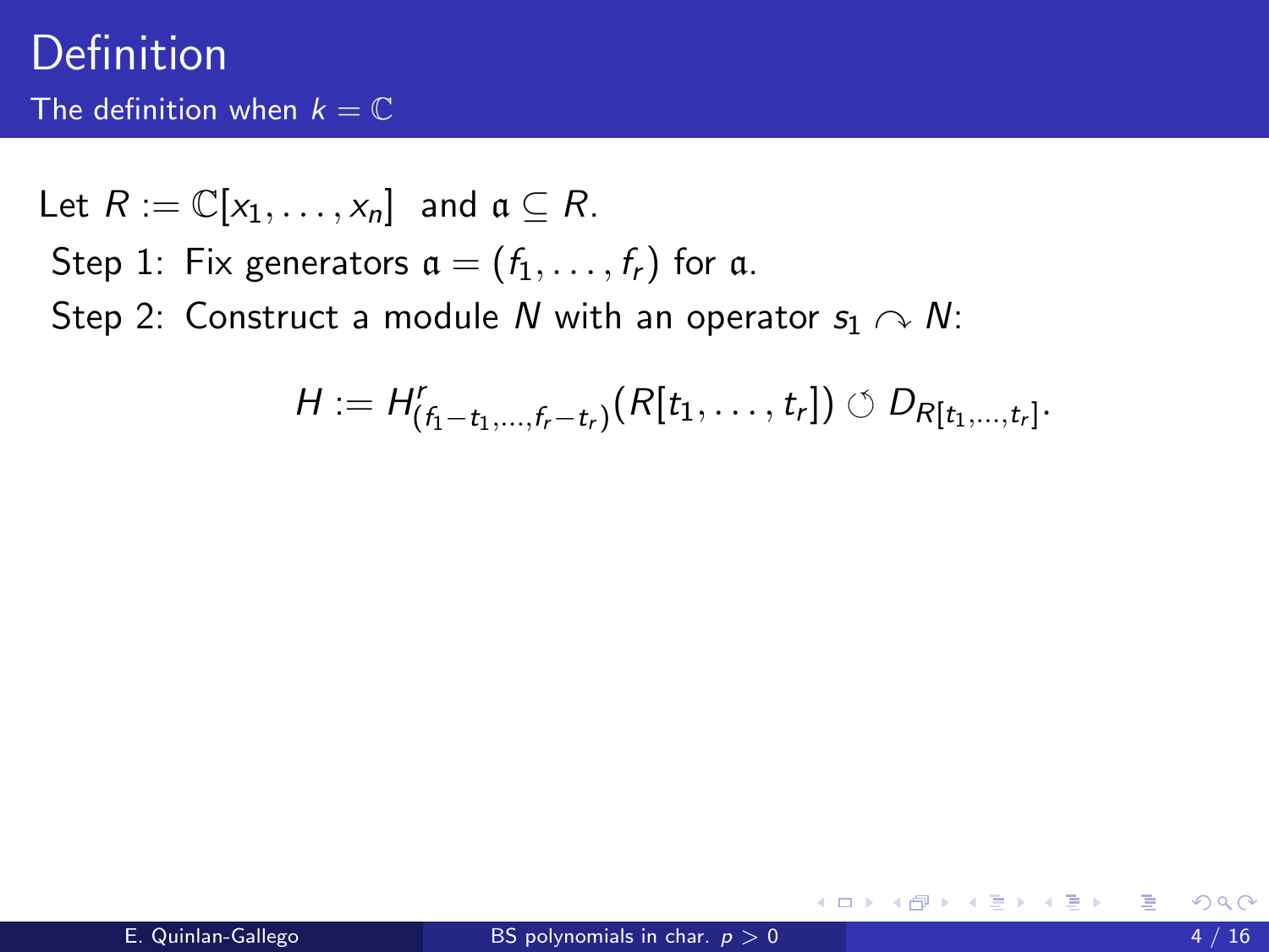# Definition

## The definition when $k = \mathbb{C}$

Let $R := \mathbb{C}[x_1, \ldots, x_n]$ and $\mathfrak{a} \subseteq R$.

Step 1: Fix generators $\mathfrak{a} = (f_1, \ldots, f_r)$ for $\mathfrak{a}$.

Step 2: Construct a module $N$ with an operator $s_1 \curvearrowright N$:

$$H := H^r_{(f_1 - t_1, \ldots, f_r - t_r)}(R[t_1, \ldots, t_r]) \circlearrowleft D_{R[t_1, \ldots, t_r]}.$$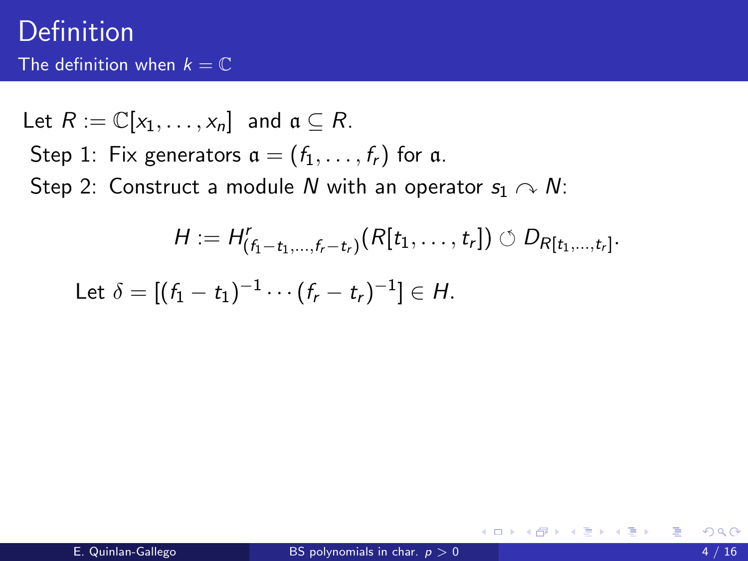# Definition

## The definition when $k = \mathbb{C}$

Let $R := \mathbb{C}[x_1, \ldots, x_n]$ and $\mathfrak{a} \subseteq R$.

Step 1: Fix generators $\mathfrak{a} = (f_1, \ldots, f_r)$ for $\mathfrak{a}$.

Step 2: Construct a module $N$ with an operator $s_1 \curvearrowright N$:

$$H := H^r_{(f_1 - t_1, \ldots, f_r - t_r)}(R[t_1, \ldots, t_r]) \circlearrowleft D_{R[t_1, \ldots, t_r]}.$$

Let $\delta = [(f_1 - t_1)^{-1} \cdots (f_r - t_r)^{-1}] \in H$.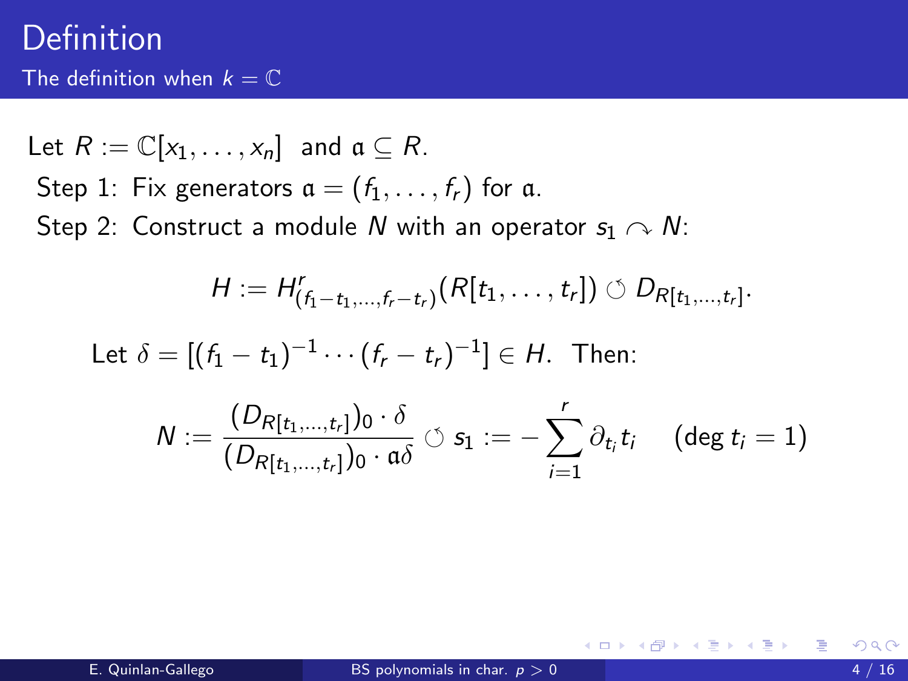# Definition

## The definition when $k = \mathbb{C}$

Let $R := \mathbb{C}[x_1, \ldots, x_n]$ and $\mathfrak{a} \subseteq R$.

Step 1: Fix generators $\mathfrak{a} = (f_1, \ldots, f_r)$ for $\mathfrak{a}$.

Step 2: Construct a module $N$ with an operator $s_1 \curvearrowright N$:

$$H := H^r_{(f_1 - t_1, \ldots, f_r - t_r)}(R[t_1, \ldots, t_r]) \circlearrowleft D_{R[t_1, \ldots, t_r]}.$$

Let $\delta = [(f_1 - t_1)^{-1} \cdots (f_r - t_r)^{-1}] \in H$. Then:

$$N := \frac{(D_{R[t_1, \ldots, t_r]})_0 \cdot \delta}{(D_{R[t_1, \ldots, t_r]})_0 \cdot \mathfrak{a}\delta} \circlearrowleft s_1 := -\sum_{i=1}^{r} \partial_{t_i} t_i \quad (\deg t_i = 1)$$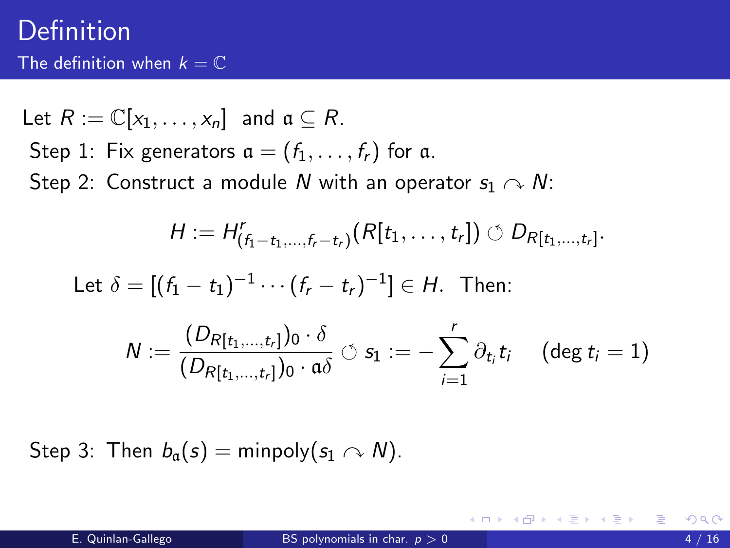# Definition

## The definition when $k = \mathbb{C}$

Let $R := \mathbb{C}[x_1, \ldots, x_n]$ and $\mathfrak{a} \subseteq R$.

Step 1: Fix generators $\mathfrak{a} = (f_1, \ldots, f_r)$ for $\mathfrak{a}$.

Step 2: Construct a module $N$ with an operator $s_1 \curvearrowright N$:

$$H := H^r_{(f_1 - t_1, \ldots, f_r - t_r)}(R[t_1, \ldots, t_r]) \circlearrowleft D_{R[t_1, \ldots, t_r]}.$$

Let $\delta = [(f_1 - t_1)^{-1} \cdots (f_r - t_r)^{-1}] \in H$. Then:

$$N := \frac{(D_{R[t_1,\ldots,t_r]})_0 \cdot \delta}{(D_{R[t_1,\ldots,t_r]})_0 \cdot \mathfrak{a}\delta} \circlearrowleft s_1 := -\sum_{i=1}^{r} \partial_{t_i} t_i \quad (\deg t_i = 1)$$

Step 3: Then $b_{\mathfrak{a}}(s) = \text{minpoly}(s_1 \curvearrowright N)$.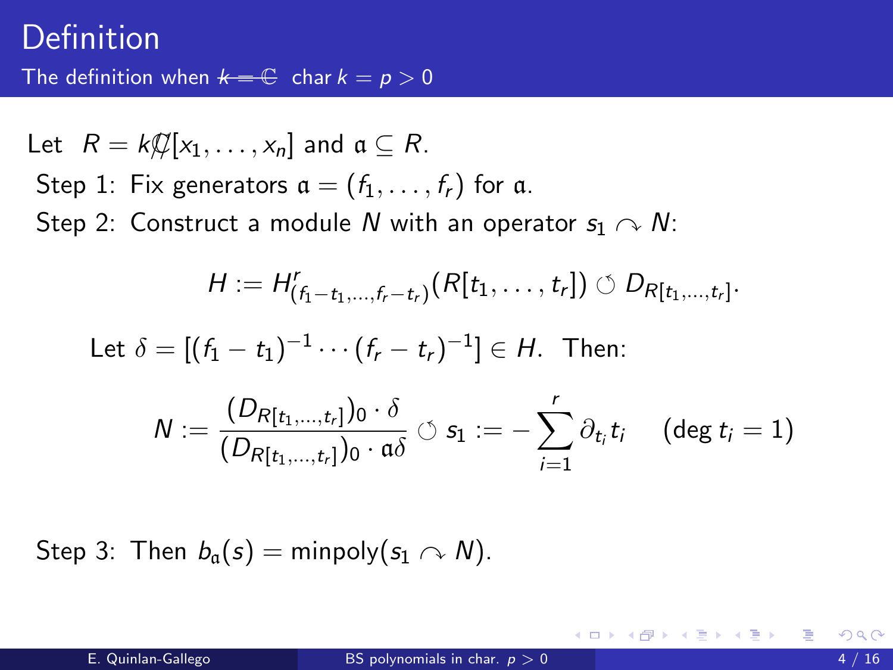# Definition

The definition when ~~$k = \mathbb{C}$~~ char $k = p > 0$

Let $R = k$~~$\mathbb{C}$~~$[x_1, \dots, x_n]$ and $\mathfrak{a} \subseteq R$.

Step 1: Fix generators $\mathfrak{a} = (f_1, \dots, f_r)$ for $\mathfrak{a}$.

Step 2: Construct a module $N$ with an operator $s_1 \curvearrowright N$:

$$H := H^r_{(f_1 - t_1, \dots, f_r - t_r)}(R[t_1, \dots, t_r]) \circlearrowleft D_{R[t_1, \dots, t_r]}.$$

Let $\delta = [(f_1 - t_1)^{-1} \cdots (f_r - t_r)^{-1}] \in H$. Then:

$$N := \frac{(D_{R[t_1, \dots, t_r]})_0 \cdot \delta}{(D_{R[t_1, \dots, t_r]})_0 \cdot \mathfrak{a}\delta} \circlearrowleft s_1 := -\sum_{i=1}^{r} \partial_{t_i} t_i \quad (\deg t_i = 1)$$

Step 3: Then $b_{\mathfrak{a}}(s) = \text{minpoly}(s_1 \curvearrowright N)$.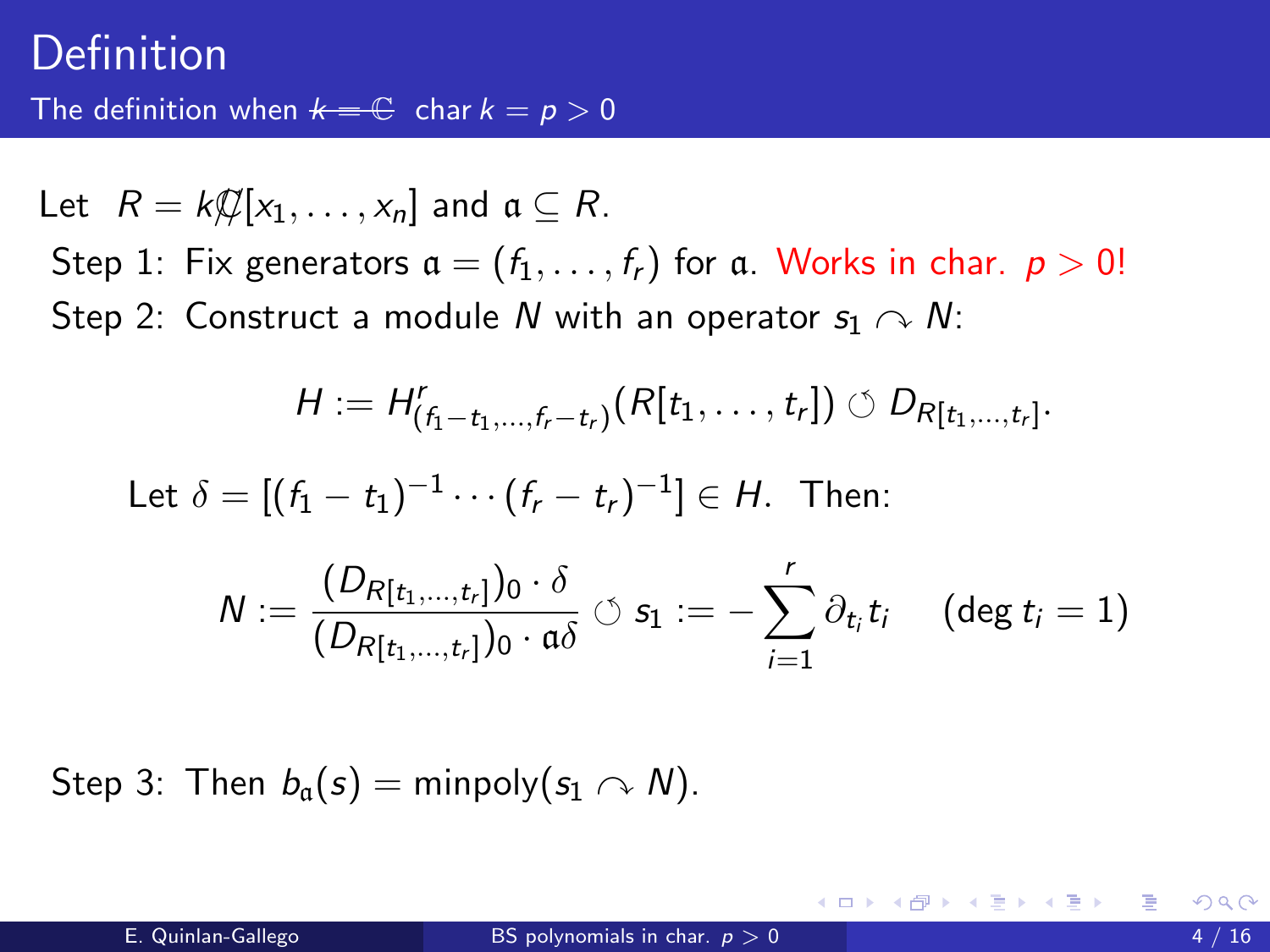# Definition

The definition when ~~$k = \mathbb{C}$~~ char $k = p > 0$

Let $R = k$~~$\mathbb{C}$~~$[x_1, \dots, x_n]$ and $\mathfrak{a} \subseteq R$.

Step 1: Fix generators $\mathfrak{a} = (f_1, \dots, f_r)$ for $\mathfrak{a}$. Works in char. $p > 0$!

Step 2: Construct a module $N$ with an operator $s_1 \curvearrowright N$:

$$H := H^r_{(f_1 - t_1, \dots, f_r - t_r)}(R[t_1, \dots, t_r]) \circlearrowleft D_{R[t_1, \dots, t_r]}.$$

Let $\delta = [(f_1 - t_1)^{-1} \cdots (f_r - t_r)^{-1}] \in H$. Then:

$$N := \frac{(D_{R[t_1, \dots, t_r]})_0 \cdot \delta}{(D_{R[t_1, \dots, t_r]})_0 \cdot \mathfrak{a}\delta} \circlearrowleft s_1 := -\sum_{i=1}^{r} \partial_{t_i} t_i \quad (\deg t_i = 1)$$

Step 3: Then $b_{\mathfrak{a}}(s) = \mathrm{minpoly}(s_1 \curvearrowright N)$.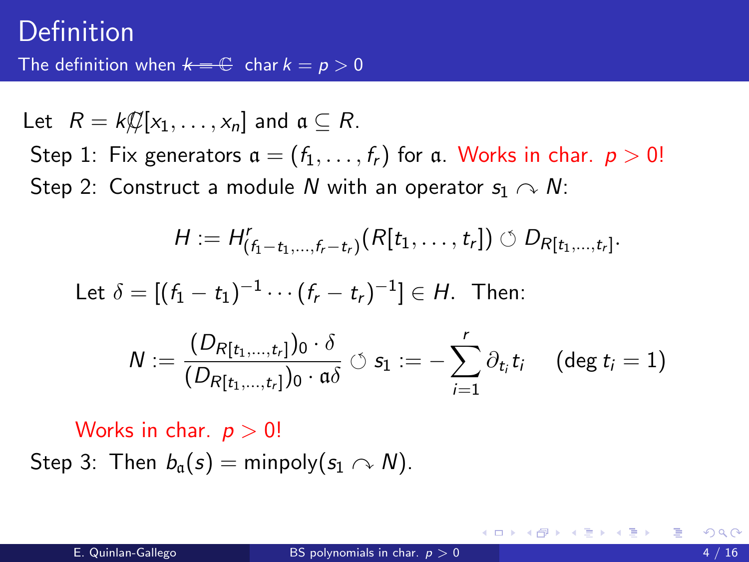# Definition

The definition when ~~$k = \mathbb{C}$~~ char $k = p > 0$

Let $R = k$~~$\mathbb{C}$~~$[x_1, \ldots, x_n]$ and $\mathfrak{a} \subseteq R$.

Step 1: Fix generators $\mathfrak{a} = (f_1, \ldots, f_r)$ for $\mathfrak{a}$. Works in char. $p > 0$!

Step 2: Construct a module $N$ with an operator $s_1 \curvearrowright N$:

$$H := H^r_{(f_1 - t_1, \ldots, f_r - t_r)}(R[t_1, \ldots, t_r]) \circlearrowleft D_{R[t_1, \ldots, t_r]}.$$

Let $\delta = [(f_1 - t_1)^{-1} \cdots (f_r - t_r)^{-1}] \in H$. Then:

$$N := \frac{(D_{R[t_1, \ldots, t_r]})_0 \cdot \delta}{(D_{R[t_1, \ldots, t_r]})_0 \cdot \mathfrak{a}\delta} \circlearrowleft s_1 := -\sum_{i=1}^{r} \partial_{t_i} t_i \quad (\deg t_i = 1)$$

Works in char. $p > 0$!

Step 3: Then $b_{\mathfrak{a}}(s) = \operatorname{minpoly}(s_1 \curvearrowright N)$.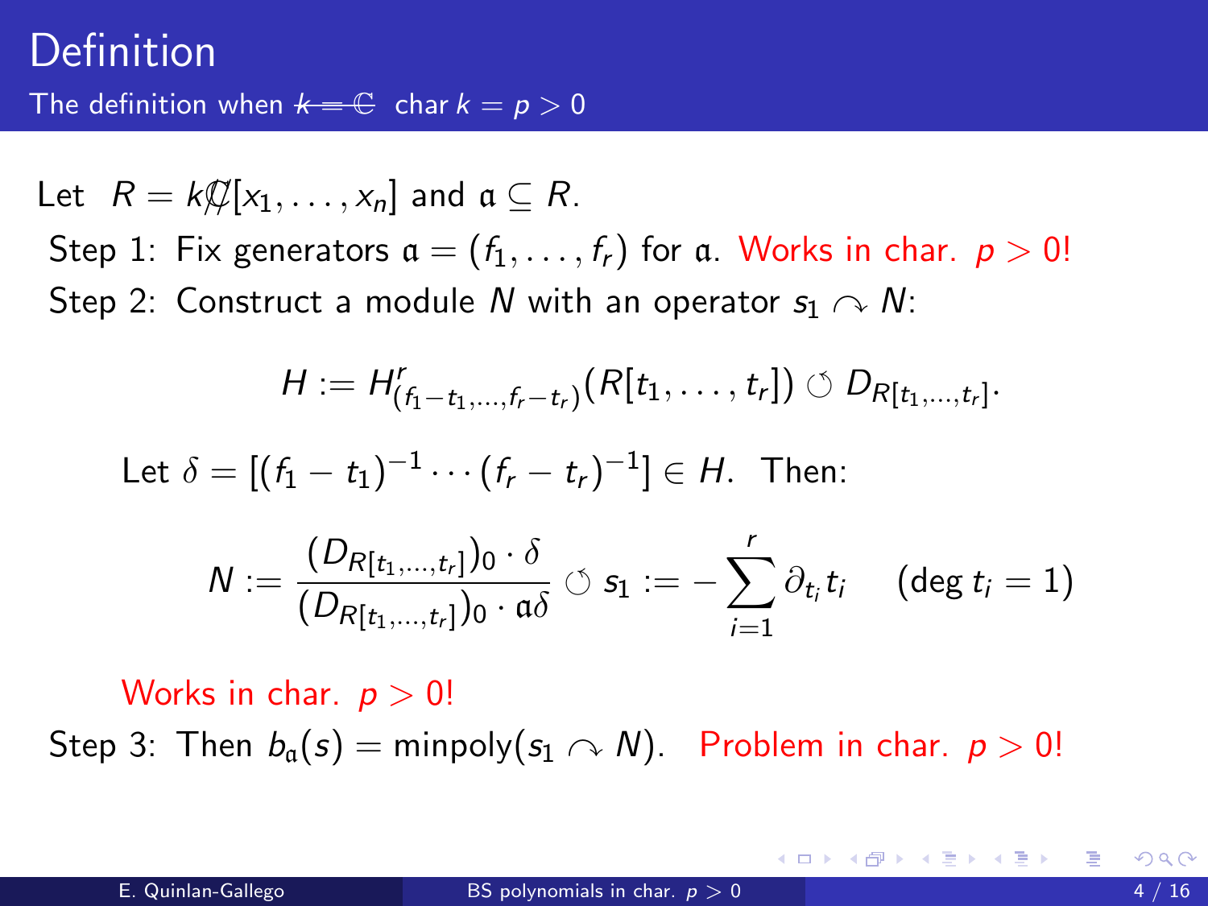# Definition

The definition when ~~$k = \mathbb{C}$~~ char $k = p > 0$

Let $R = k\!\!\!/\!\!\!\mathbb{C}[x_1, \ldots, x_n]$ and $\mathfrak{a} \subseteq R$.

Step 1: Fix generators $\mathfrak{a} = (f_1, \ldots, f_r)$ for $\mathfrak{a}$. Works in char. $p > 0$!

Step 2: Construct a module $N$ with an operator $s_1 \curvearrowright N$:

$$H := H^r_{(f_1 - t_1, \ldots, f_r - t_r)}(R[t_1, \ldots, t_r]) \circlearrowleft D_{R[t_1, \ldots, t_r]}.$$

Let $\delta = [(f_1 - t_1)^{-1} \cdots (f_r - t_r)^{-1}] \in H$. Then:

$$N := \frac{(D_{R[t_1, \ldots, t_r]})_0 \cdot \delta}{(D_{R[t_1, \ldots, t_r]})_0 \cdot \mathfrak{a}\delta} \circlearrowleft s_1 := -\sum_{i=1}^{r} \partial_{t_i} t_i \quad (\deg t_i = 1)$$

Works in char. $p > 0$!

Step 3: Then $b_{\mathfrak{a}}(s) = \text{minpoly}(s_1 \curvearrowright N)$. Problem in char. $p > 0$!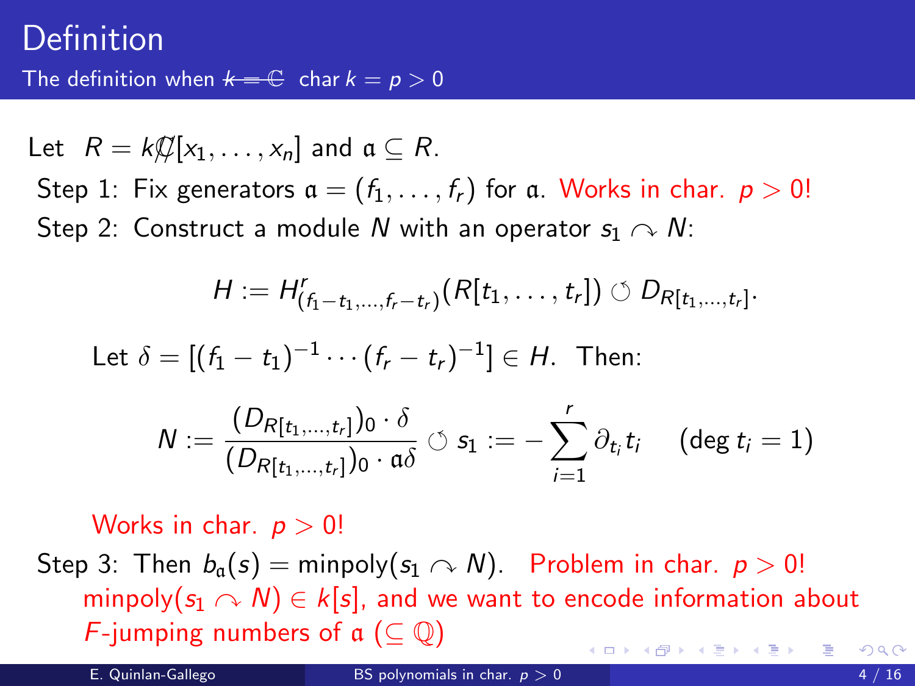# Definition

## The definition when ~~$k = \mathbb{C}$~~ char $k = p > 0$

Let $R = k[x_1, \dots, x_n]$ (with $\mathbb{C}$ struck out) and $\mathfrak{a} \subseteq R$.

Step 1: Fix generators $\mathfrak{a} = (f_1, \dots, f_r)$ for $\mathfrak{a}$. Works in char. $p > 0$!

Step 2: Construct a module $N$ with an operator $s_1 \curvearrowright N$:

$$H := H^r_{(f_1 - t_1, \dots, f_r - t_r)}(R[t_1, \dots, t_r]) \circlearrowleft D_{R[t_1, \dots, t_r]}.$$

Let $\delta = [(f_1 - t_1)^{-1} \cdots (f_r - t_r)^{-1}] \in H$. Then:

$$N := \frac{(D_{R[t_1, \dots, t_r]})_0 \cdot \delta}{(D_{R[t_1, \dots, t_r]})_0 \cdot \mathfrak{a}\delta} \circlearrowleft s_1 := -\sum_{i=1}^{r} \partial_{t_i} t_i \quad (\deg t_i = 1)$$

Works in char. $p > 0$!

Step 3: Then $b_{\mathfrak{a}}(s) = \text{minpoly}(s_1 \curvearrowright N)$. Problem in char. $p > 0$!
$\text{minpoly}(s_1 \curvearrowright N) \in k[s]$, and we want to encode information about $F$-jumping numbers of $\mathfrak{a}$ ($\subseteq \mathbb{Q}$)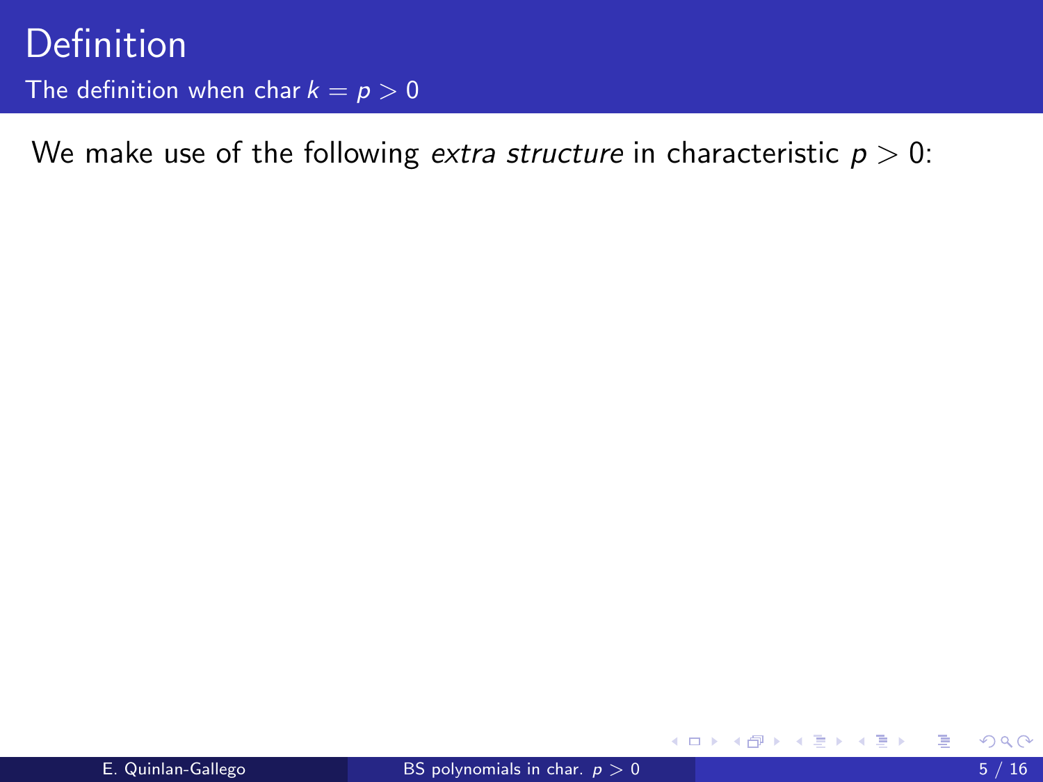# Definition

## The definition when char $k = p > 0$

We make use of the following *extra structure* in characteristic $p > 0$: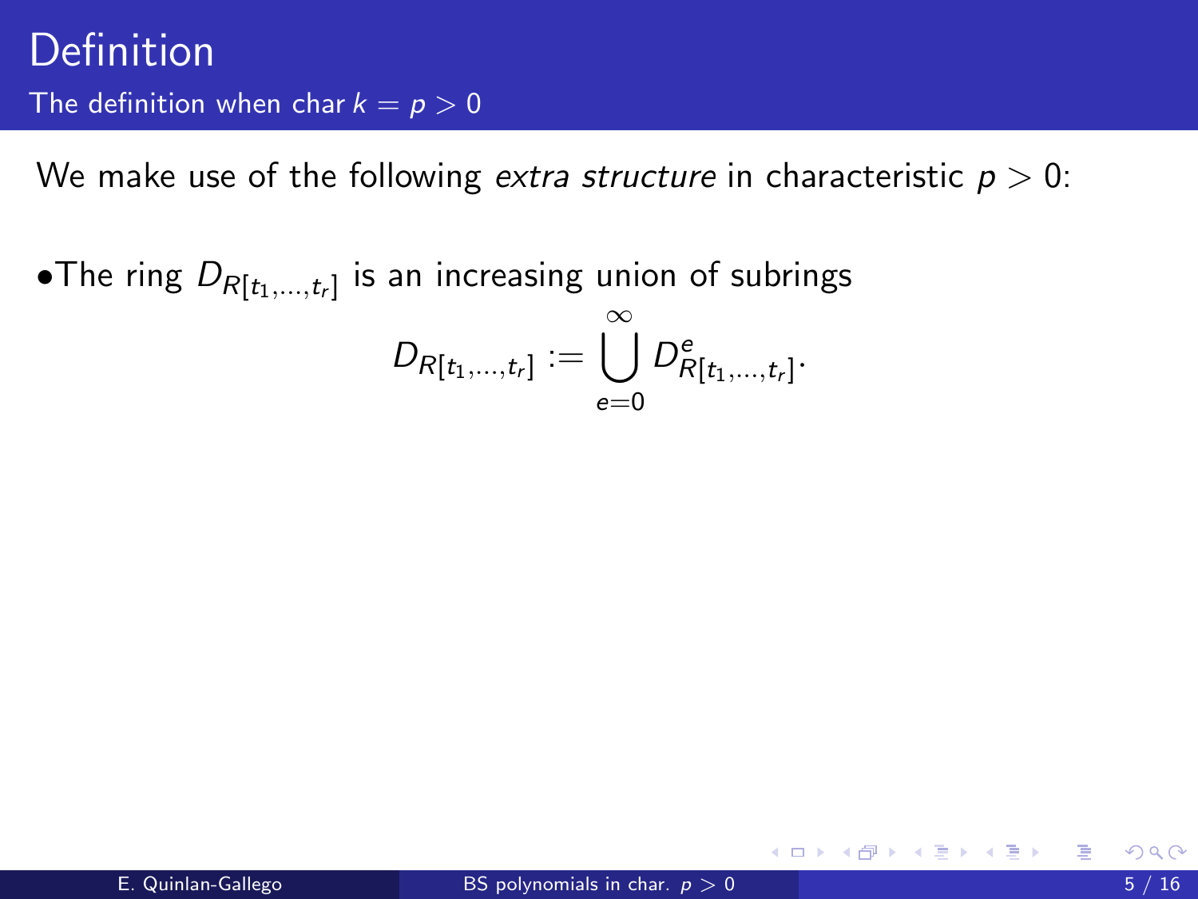# Definition

## The definition when char $k = p > 0$

We make use of the following *extra structure* in characteristic $p > 0$:

- The ring $D_{R[t_1,\ldots,t_r]}$ is an increasing union of subrings

$$D_{R[t_1,\ldots,t_r]} := \bigcup_{e=0}^{\infty} D^e_{R[t_1,\ldots,t_r]}.$$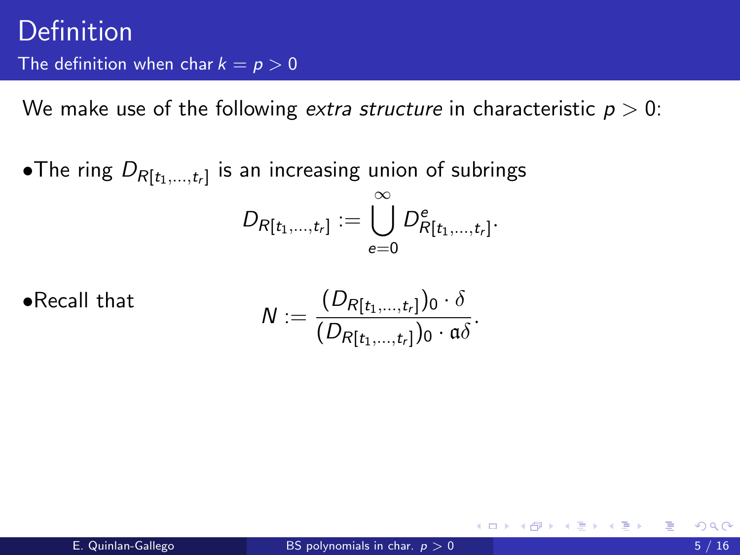# Definition

## The definition when char $k = p > 0$

We make use of the following *extra structure* in characteristic $p > 0$:

- The ring $D_{R[t_1,\dots,t_r]}$ is an increasing union of subrings

$$D_{R[t_1,\dots,t_r]} := \bigcup_{e=0}^{\infty} D^{e}_{R[t_1,\dots,t_r]}.$$

- Recall that

$$N := \frac{(D_{R[t_1,\dots,t_r]})_0 \cdot \delta}{(D_{R[t_1,\dots,t_r]})_0 \cdot \mathfrak{a}\delta}.$$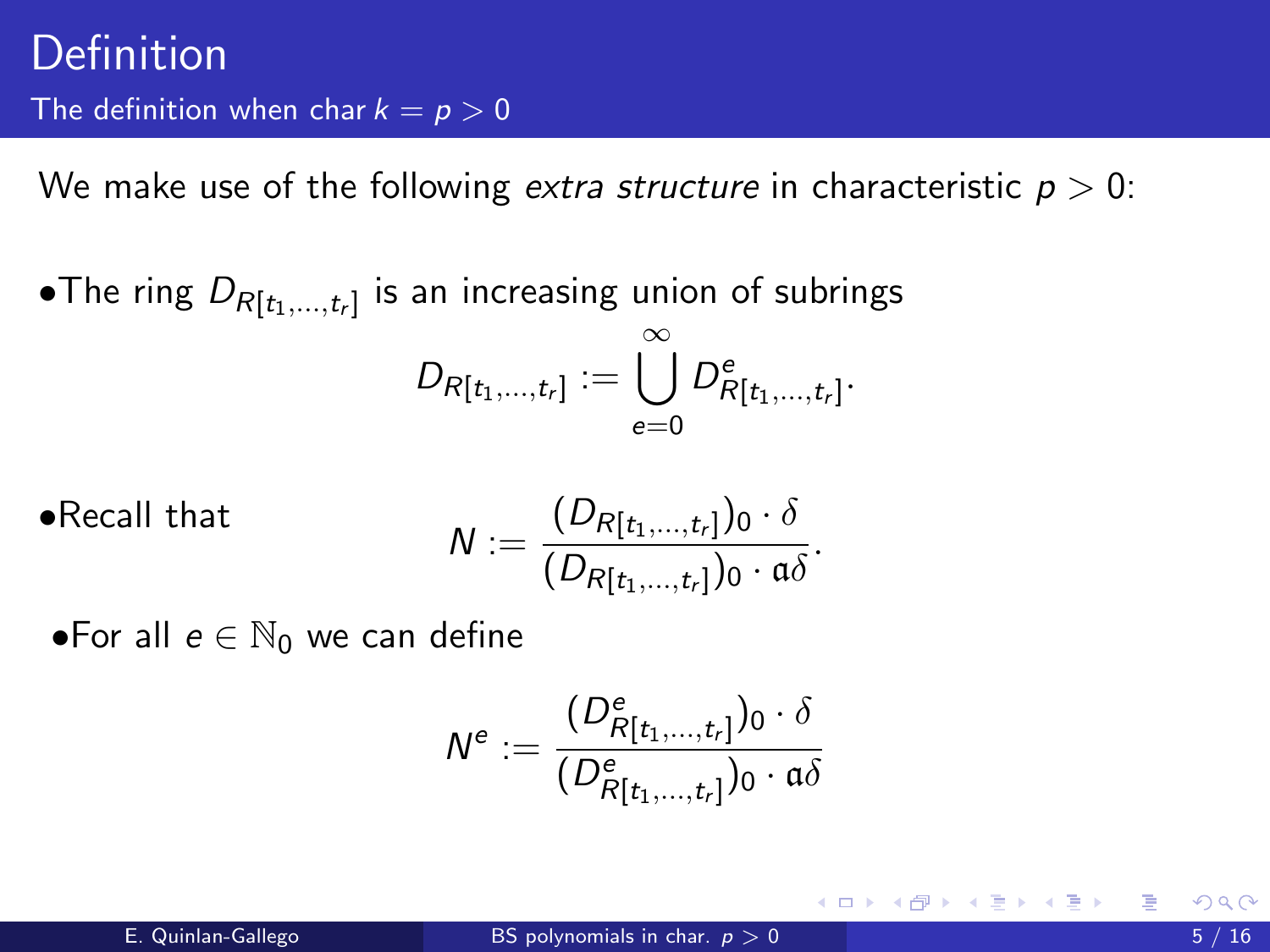# Definition

## The definition when char $k = p > 0$

We make use of the following *extra structure* in characteristic $p > 0$:

- The ring $D_{R[t_1,\dots,t_r]}$ is an increasing union of subrings

$$D_{R[t_1,\dots,t_r]} := \bigcup_{e=0}^{\infty} D^e_{R[t_1,\dots,t_r]}.$$

- Recall that

$$N := \frac{(D_{R[t_1,\dots,t_r]})_0 \cdot \delta}{(D_{R[t_1,\dots,t_r]})_0 \cdot \mathfrak{a}\delta}.$$

- For all $e \in \mathbb{N}_0$ we can define

$$N^e := \frac{(D^e_{R[t_1,\dots,t_r]})_0 \cdot \delta}{(D^e_{R[t_1,\dots,t_r]})_0 \cdot \mathfrak{a}\delta}$$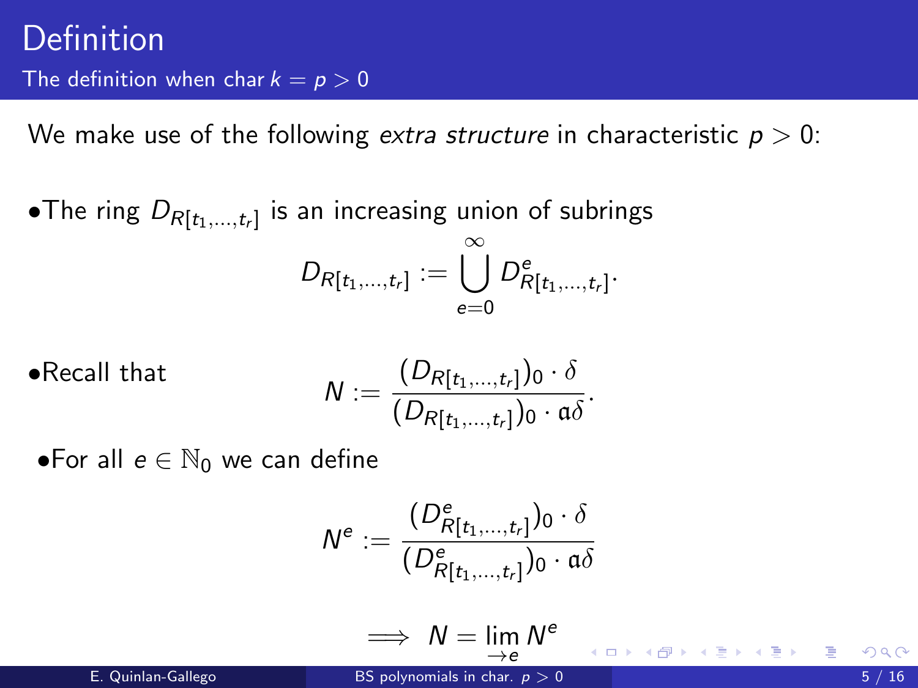# Definition

## The definition when char $k = p > 0$

We make use of the following *extra structure* in characteristic $p > 0$:

- The ring $D_{R[t_1,\ldots,t_r]}$ is an increasing union of subrings

$$D_{R[t_1,\ldots,t_r]} := \bigcup_{e=0}^{\infty} D^e_{R[t_1,\ldots,t_r]}.$$

- Recall that

$$N := \frac{(D_{R[t_1,\ldots,t_r]})_0 \cdot \delta}{(D_{R[t_1,\ldots,t_r]})_0 \cdot \mathfrak{a}\delta}.$$

- For all $e \in \mathbb{N}_0$ we can define

$$N^e := \frac{(D^e_{R[t_1,\ldots,t_r]})_0 \cdot \delta}{(D^e_{R[t_1,\ldots,t_r]})_0 \cdot \mathfrak{a}\delta}$$

$$\implies N = \lim_{\to e} N^e$$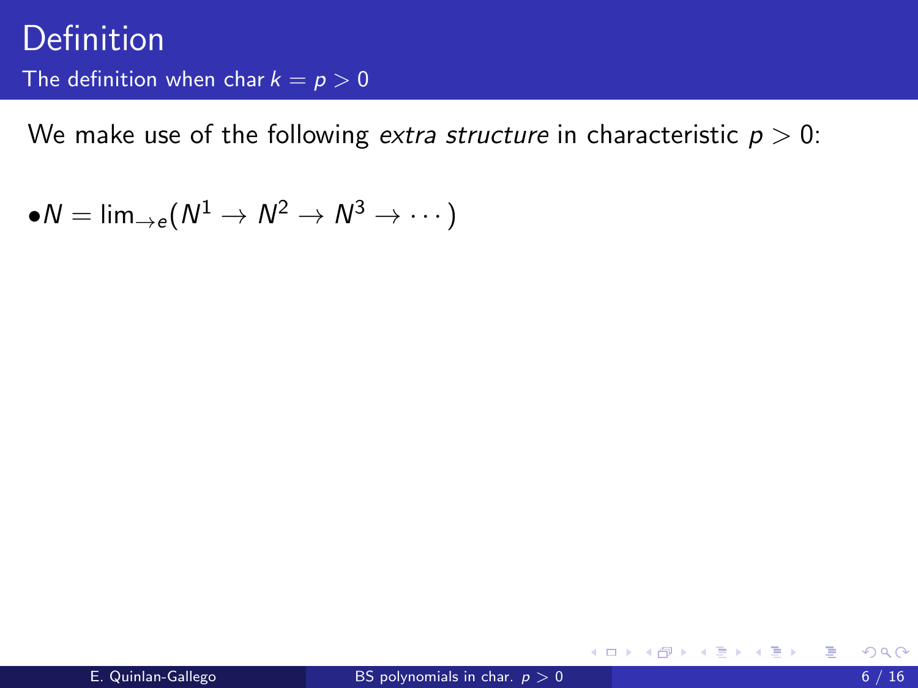# Definition

## The definition when char $k = p > 0$

We make use of the following *extra structure* in characteristic $p > 0$:

$\bullet N = \lim_{\rightarrow e}(N^1 \rightarrow N^2 \rightarrow N^3 \rightarrow \cdots)$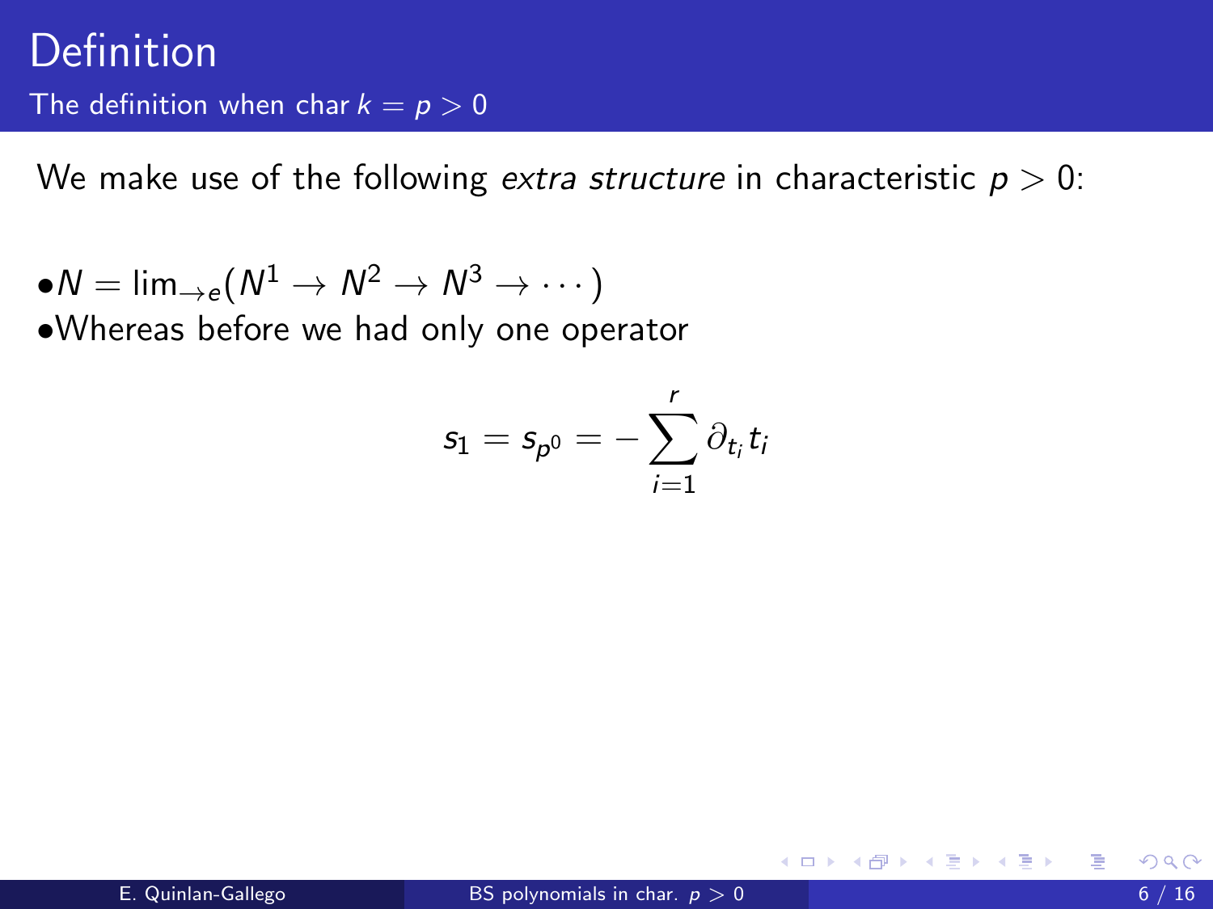# Definition

## The definition when char $k = p > 0$

We make use of the following *extra structure* in characteristic $p > 0$:

- $N = \lim_{\to e}(N^1 \to N^2 \to N^3 \to \cdots)$
- Whereas before we had only one operator

$$s_1 = s_{p^0} = -\sum_{i=1}^{r} \partial_{t_i} t_i$$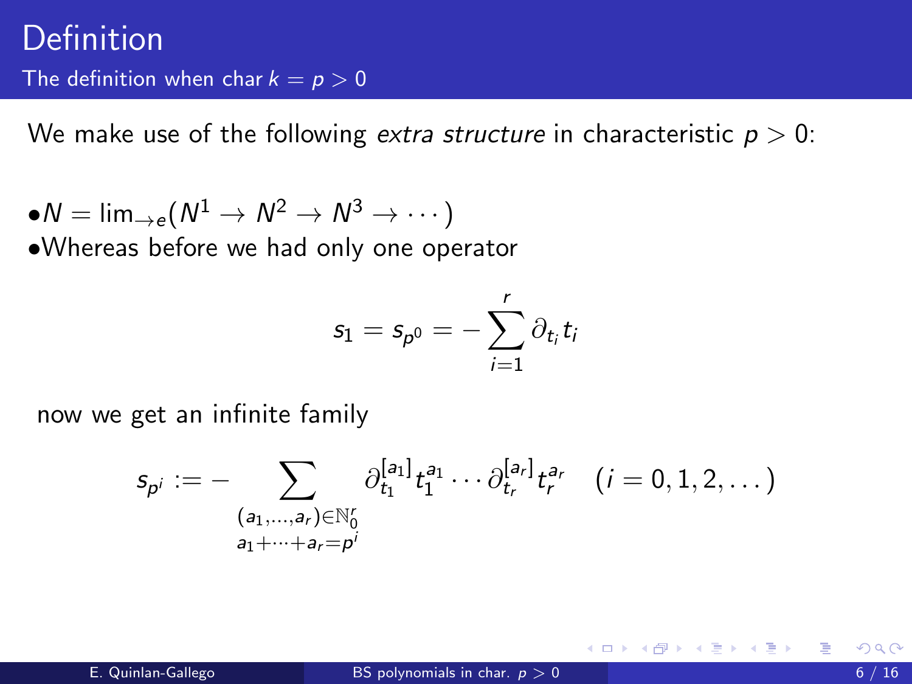# Definition

## The definition when char $k = p > 0$

We make use of the following *extra structure* in characteristic $p > 0$:

- $N = \lim_{\to e}(N^1 \to N^2 \to N^3 \to \cdots)$
- Whereas before we had only one operator

$$s_1 = s_{p^0} = -\sum_{i=1}^{r} \partial_{t_i} t_i$$

now we get an infinite family

$$s_{p^i} := -\sum_{\substack{(a_1,\dots,a_r)\in\mathbb{N}_0^r \\ a_1+\cdots+a_r=p^i}} \partial_{t_1}^{[a_1]} t_1^{a_1} \cdots \partial_{t_r}^{[a_r]} t_r^{a_r} \quad (i = 0, 1, 2, \dots)$$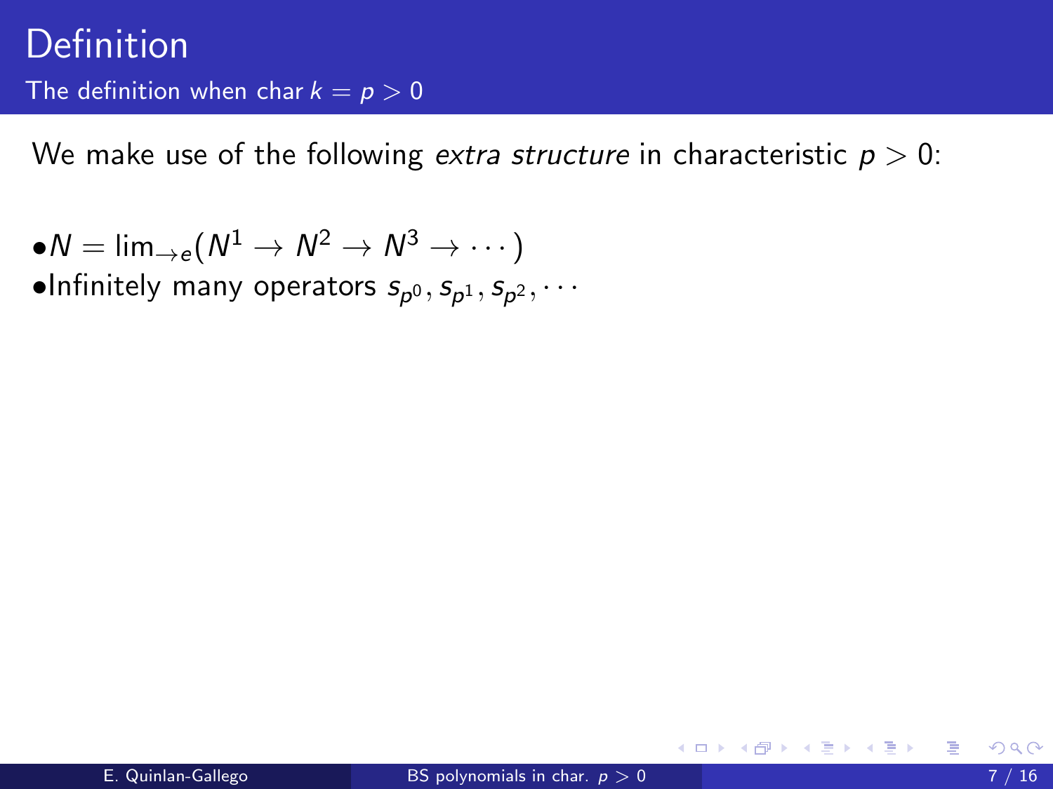# Definition

## The definition when char $k = p > 0$

We make use of the following *extra structure* in characteristic $p > 0$:

- $N = \lim_{\to e}(N^1 \to N^2 \to N^3 \to \cdots)$
- Infinitely many operators $s_{p^0}, s_{p^1}, s_{p^2}, \cdots$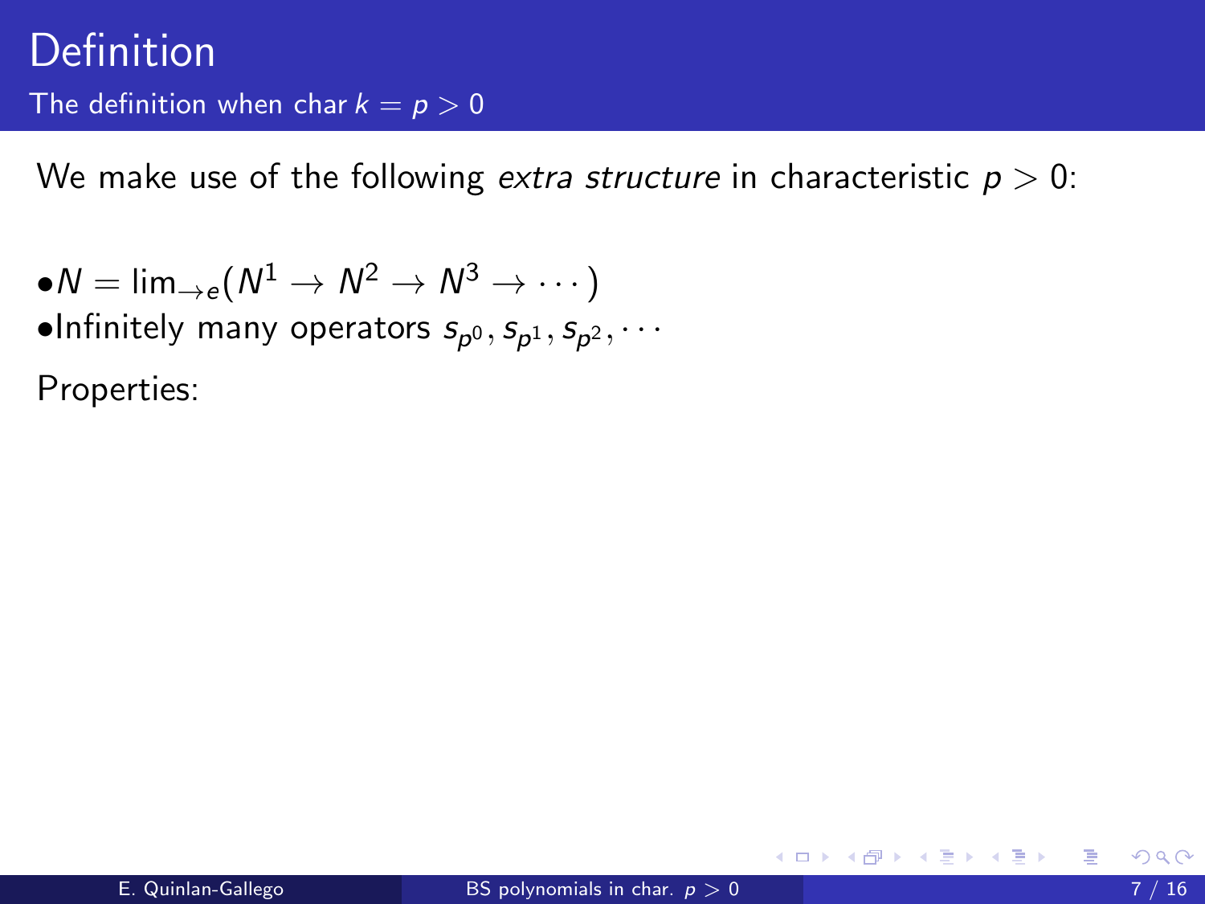# Definition

## The definition when char $k = p > 0$

We make use of the following *extra structure* in characteristic $p > 0$:

- $N = \lim_{\to e}(N^1 \to N^2 \to N^3 \to \cdots)$
- Infinitely many operators $s_{p^0}, s_{p^1}, s_{p^2}, \cdots$

Properties: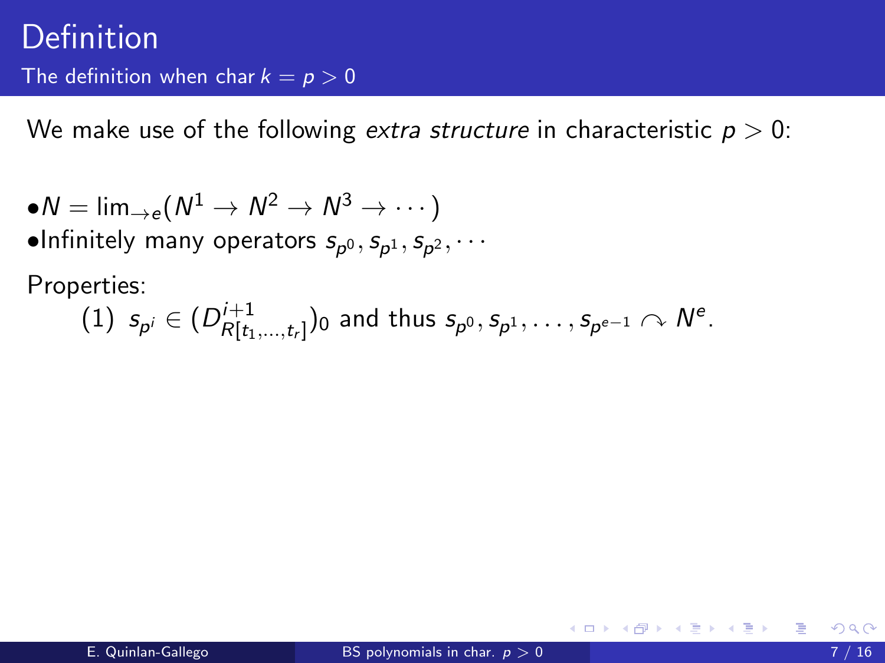# Definition

## The definition when char $k = p > 0$

We make use of the following *extra structure* in characteristic $p > 0$:

- $N = \lim_{\to e}(N^1 \to N^2 \to N^3 \to \cdots)$
- Infinitely many operators $s_{p^0}, s_{p^1}, s_{p^2}, \cdots$

Properties:

(1) $s_{p^i} \in (D^{i+1}_{R[t_1,\dots,t_r]})_0$ and thus $s_{p^0}, s_{p^1}, \dots, s_{p^{e-1}} \curvearrowright N^e$.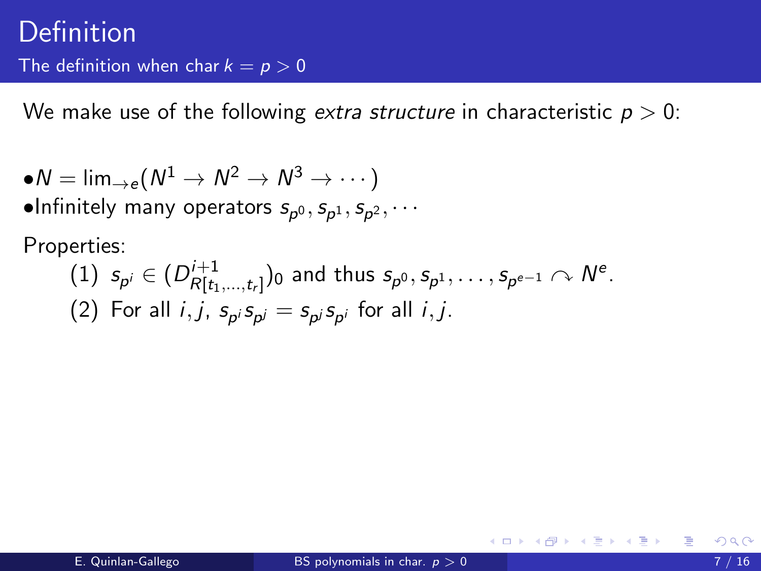# Definition

## The definition when char $k = p > 0$

We make use of the following *extra structure* in characteristic $p > 0$:

- $N = \lim_{\rightarrow e}(N^1 \rightarrow N^2 \rightarrow N^3 \rightarrow \cdots)$
- Infinitely many operators $s_{p^0}, s_{p^1}, s_{p^2}, \cdots$

Properties:

(1) $s_{p^i} \in (D^{i+1}_{R[t_1,\ldots,t_r]})_0$ and thus $s_{p^0}, s_{p^1}, \ldots, s_{p^{e-1}} \curvearrowright N^e$.

(2) For all $i, j$, $s_{p^i} s_{p^j} = s_{p^j} s_{p^i}$ for all $i, j$.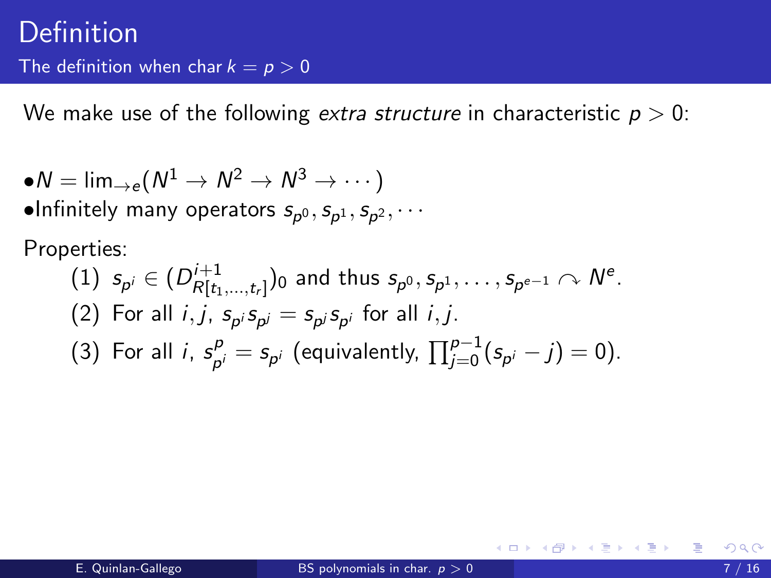# Definition

## The definition when char $k = p > 0$

We make use of the following *extra structure* in characteristic $p > 0$:

- $N = \lim_{\rightarrow e}(N^1 \rightarrow N^2 \rightarrow N^3 \rightarrow \cdots)$
- Infinitely many operators $s_{p^0}, s_{p^1}, s_{p^2}, \cdots$

Properties:

(1) $s_{p^i} \in (D^{i+1}_{R[t_1,\ldots,t_r]})_0$ and thus $s_{p^0}, s_{p^1}, \ldots, s_{p^{e-1}} \curvearrowright N^e$.

(2) For all $i, j$, $s_{p^i} s_{p^j} = s_{p^j} s_{p^i}$ for all $i, j$.

(3) For all $i$, $s_{p^i}^p = s_{p^i}$ (equivalently, $\prod_{j=0}^{p-1}(s_{p^i} - j) = 0$).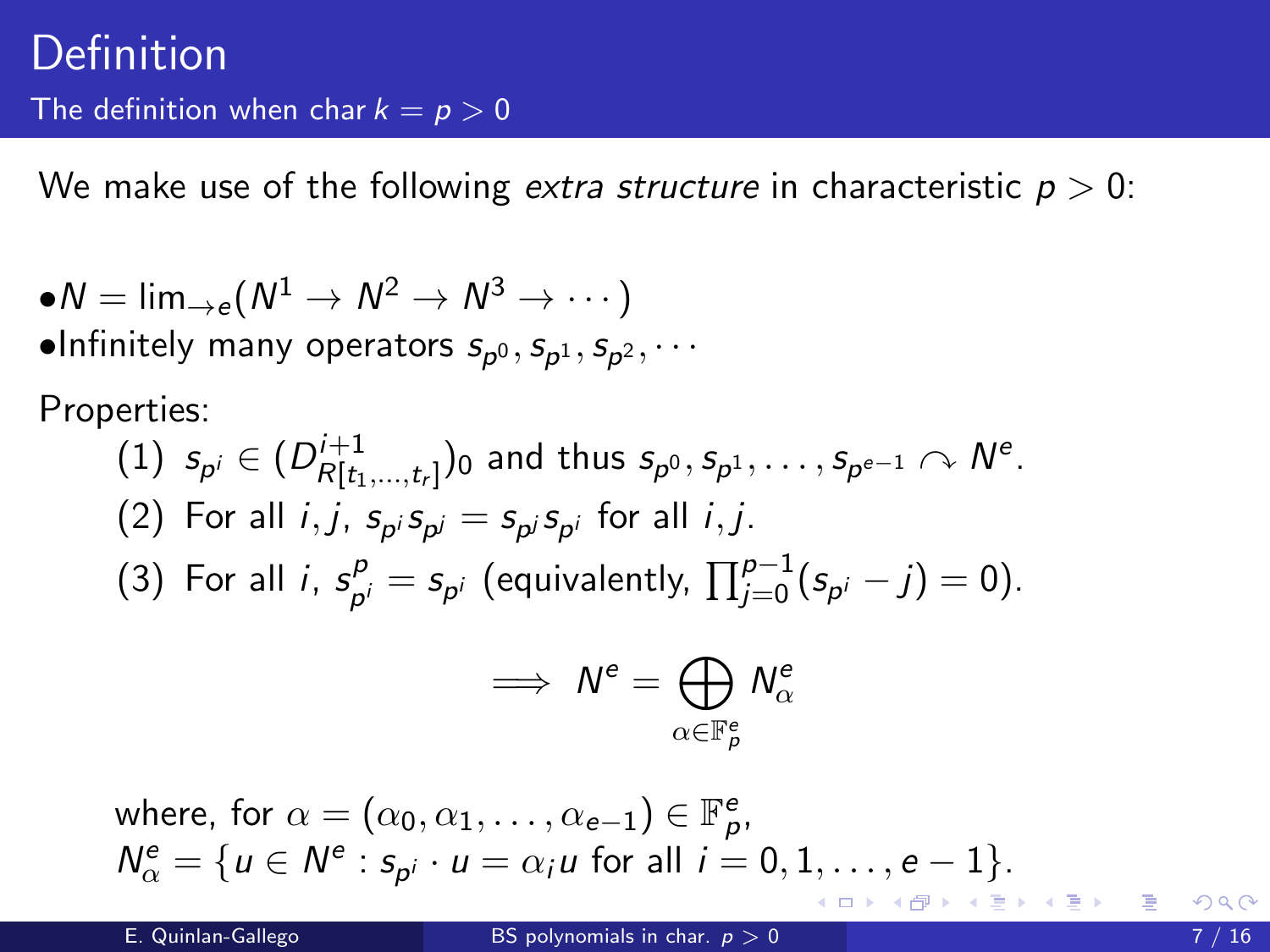# Definition

## The definition when char $k = p > 0$

We make use of the following *extra structure* in characteristic $p > 0$:

- $N = \lim_{\to e}(N^1 \to N^2 \to N^3 \to \cdots)$
- Infinitely many operators $s_{p^0}, s_{p^1}, s_{p^2}, \cdots$

Properties:

(1) $s_{p^i} \in (D^{i+1}_{R[t_1,\ldots,t_r]})_0$ and thus $s_{p^0}, s_{p^1}, \ldots, s_{p^{e-1}} \curvearrowright N^e$.

(2) For all $i, j$, $s_{p^i} s_{p^j} = s_{p^j} s_{p^i}$ for all $i, j$.

(3) For all $i$, $s_{p^i}^p = s_{p^i}$ (equivalently, $\prod_{j=0}^{p-1}(s_{p^i} - j) = 0$).

$$\implies N^e = \bigoplus_{\alpha \in \mathbb{F}_p^e} N^e_\alpha$$

where, for $\alpha = (\alpha_0, \alpha_1, \ldots, \alpha_{e-1}) \in \mathbb{F}_p^e$,
$N^e_\alpha = \{u \in N^e : s_{p^i} \cdot u = \alpha_i u \text{ for all } i = 0, 1, \ldots, e-1\}$.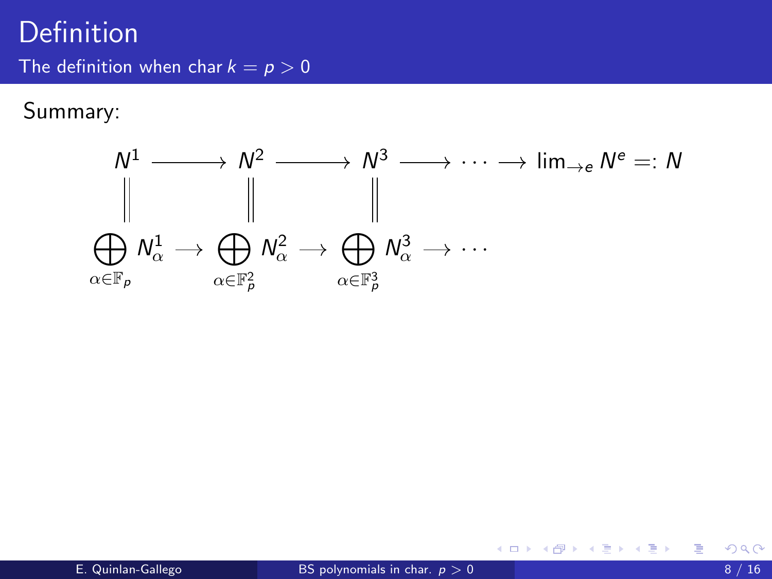# Definition

## The definition when char $k = p > 0$

Summary:

$$
\begin{array}{ccccccccc}
N^1 & \longrightarrow & N^2 & \longrightarrow & N^3 & \longrightarrow & \cdots & \longrightarrow & \lim_{\to e} N^e =: N \\
\| & & \| & & \| & & & & \\
\bigoplus_{\alpha \in \mathbb{F}_p} N^1_\alpha & \longrightarrow & \bigoplus_{\alpha \in \mathbb{F}_p^2} N^2_\alpha & \longrightarrow & \bigoplus_{\alpha \in \mathbb{F}_p^3} N^3_\alpha & \longrightarrow & \cdots & &
\end{array}
$$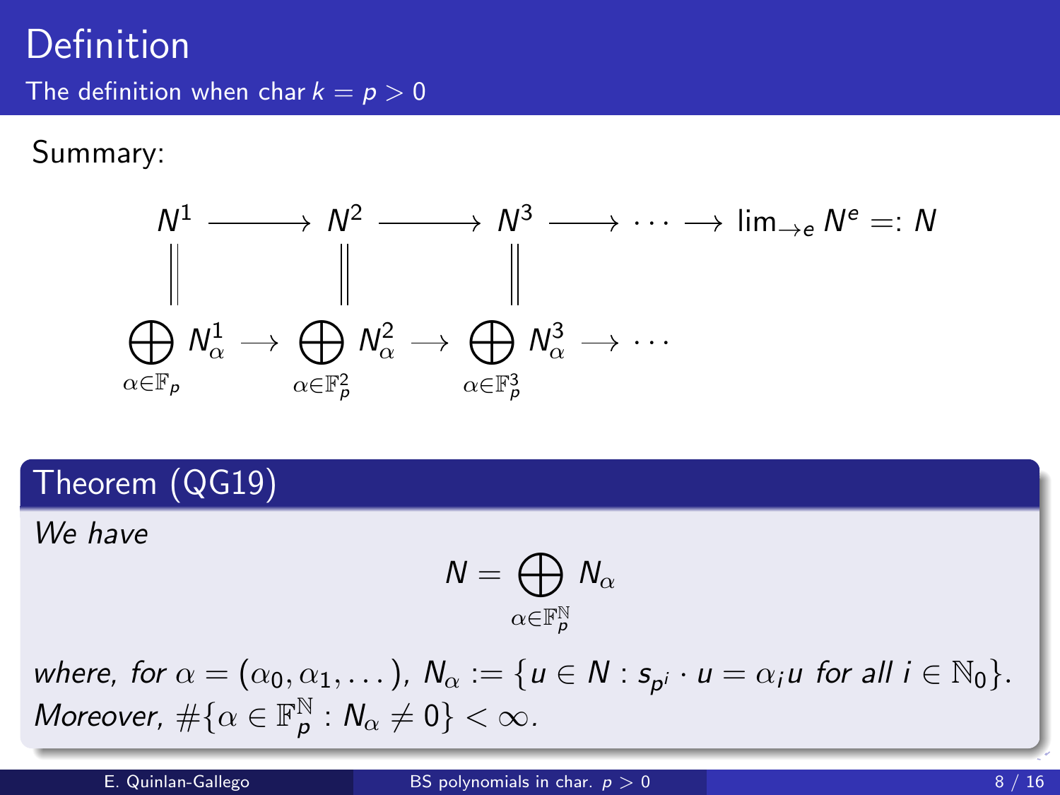# Definition

## The definition when char $k = p > 0$

Summary:

$$
\begin{array}{ccccccc}
N^1 & \longrightarrow & N^2 & \longrightarrow & N^3 & \longrightarrow & \cdots \longrightarrow \lim_{\to e} N^e =: N \\
\| & & \| & & \| & & \\
\bigoplus_{\alpha \in \mathbb{F}_p} N^1_\alpha & \longrightarrow & \bigoplus_{\alpha \in \mathbb{F}_p^2} N^2_\alpha & \longrightarrow & \bigoplus_{\alpha \in \mathbb{F}_p^3} N^3_\alpha & \longrightarrow & \cdots
\end{array}
$$

### Theorem (QG19)

*We have*

$$N = \bigoplus_{\alpha \in \mathbb{F}_p^{\mathbb{N}}} N_\alpha$$

*where, for $\alpha = (\alpha_0, \alpha_1, \dots)$, $N_\alpha := \{u \in N : s_{p^i} \cdot u = \alpha_i u \text{ for all } i \in \mathbb{N}_0\}$. Moreover, $\#\{\alpha \in \mathbb{F}_p^{\mathbb{N}} : N_\alpha \neq 0\} < \infty$.*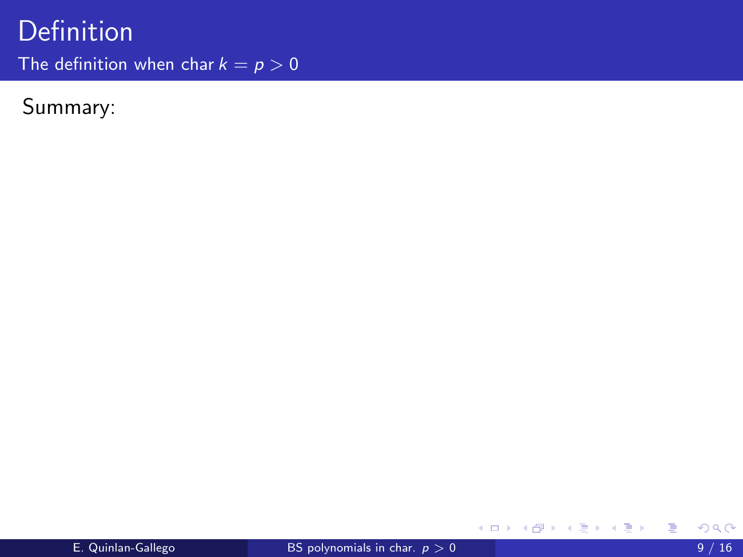# Definition

## The definition when char $k = p > 0$

Summary: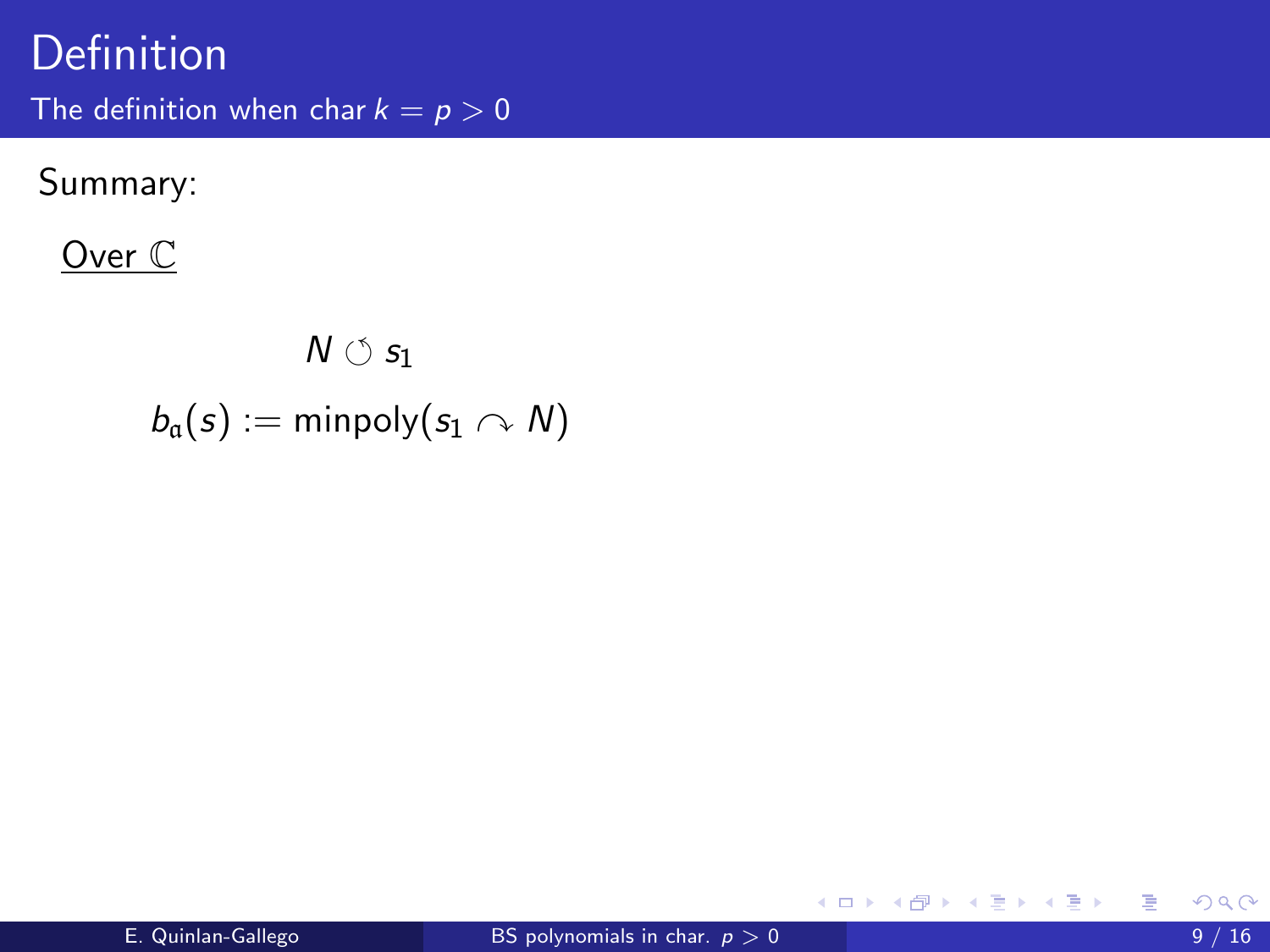# Definition

## The definition when char $k = p > 0$

Summary:

<u>Over $\mathbb{C}$</u>

$$N \circlearrowleft s_1$$

$$b_{\mathfrak{a}}(s) := \text{minpoly}(s_1 \curvearrowright N)$$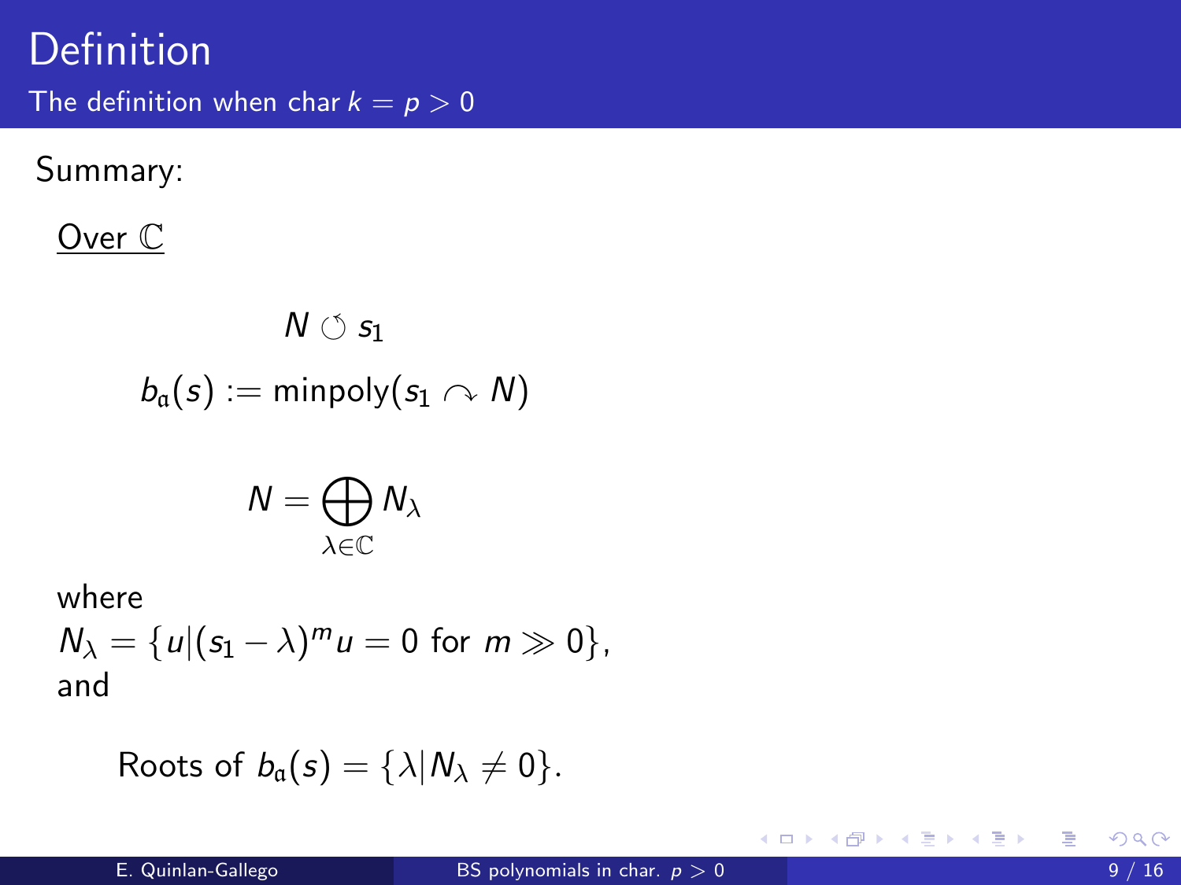# Definition

## The definition when char $k = p > 0$

Summary:

<u>Over $\mathbb{C}$</u>

$$N \circlearrowleft s_1$$

$$b_{\mathfrak{a}}(s) := \text{minpoly}(s_1 \curvearrowright N)$$

$$N = \bigoplus_{\lambda \in \mathbb{C}} N_\lambda$$

where
$N_\lambda = \{u | (s_1 - \lambda)^m u = 0 \text{ for } m \gg 0\}$,
and

$$\text{Roots of } b_{\mathfrak{a}}(s) = \{\lambda | N_\lambda \neq 0\}.$$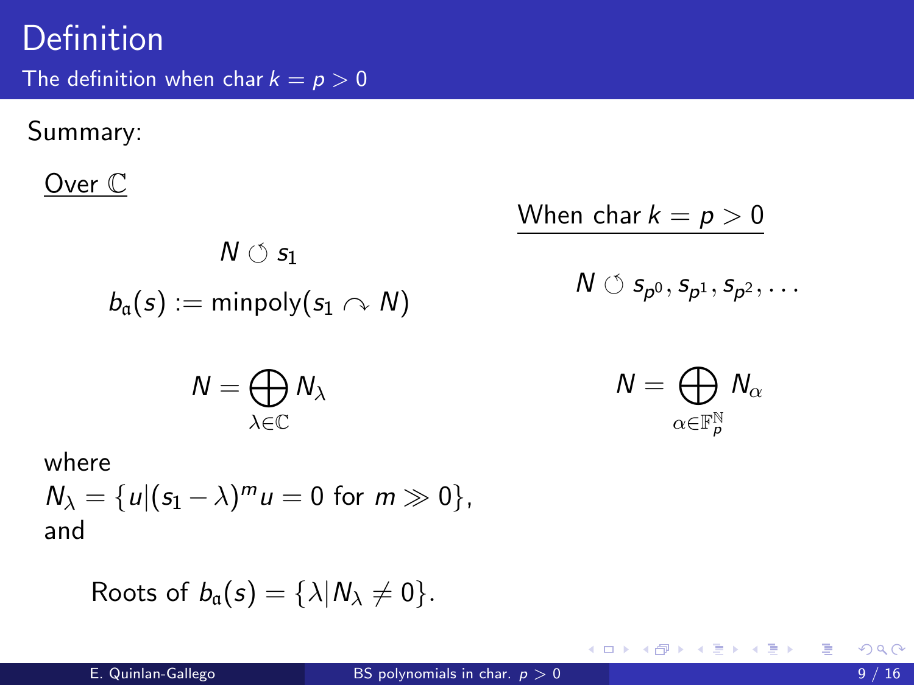# Definition

## The definition when char $k = p > 0$

Summary:

**Over $\mathbb{C}$**

$$N \circlearrowleft s_1$$

$$b_{\mathfrak{a}}(s) := \text{minpoly}(s_1 \curvearrowright N)$$

$$N = \bigoplus_{\lambda \in \mathbb{C}} N_\lambda$$

where
$N_\lambda = \{u | (s_1 - \lambda)^m u = 0 \text{ for } m \gg 0\}$,
and

$$\text{Roots of } b_{\mathfrak{a}}(s) = \{\lambda | N_\lambda \neq 0\}.$$

**When char $k = p > 0$**

$$N \circlearrowleft s_{p^0}, s_{p^1}, s_{p^2}, \ldots$$

$$N = \bigoplus_{\alpha \in \mathbb{F}_p^{\mathbb{N}}} N_\alpha$$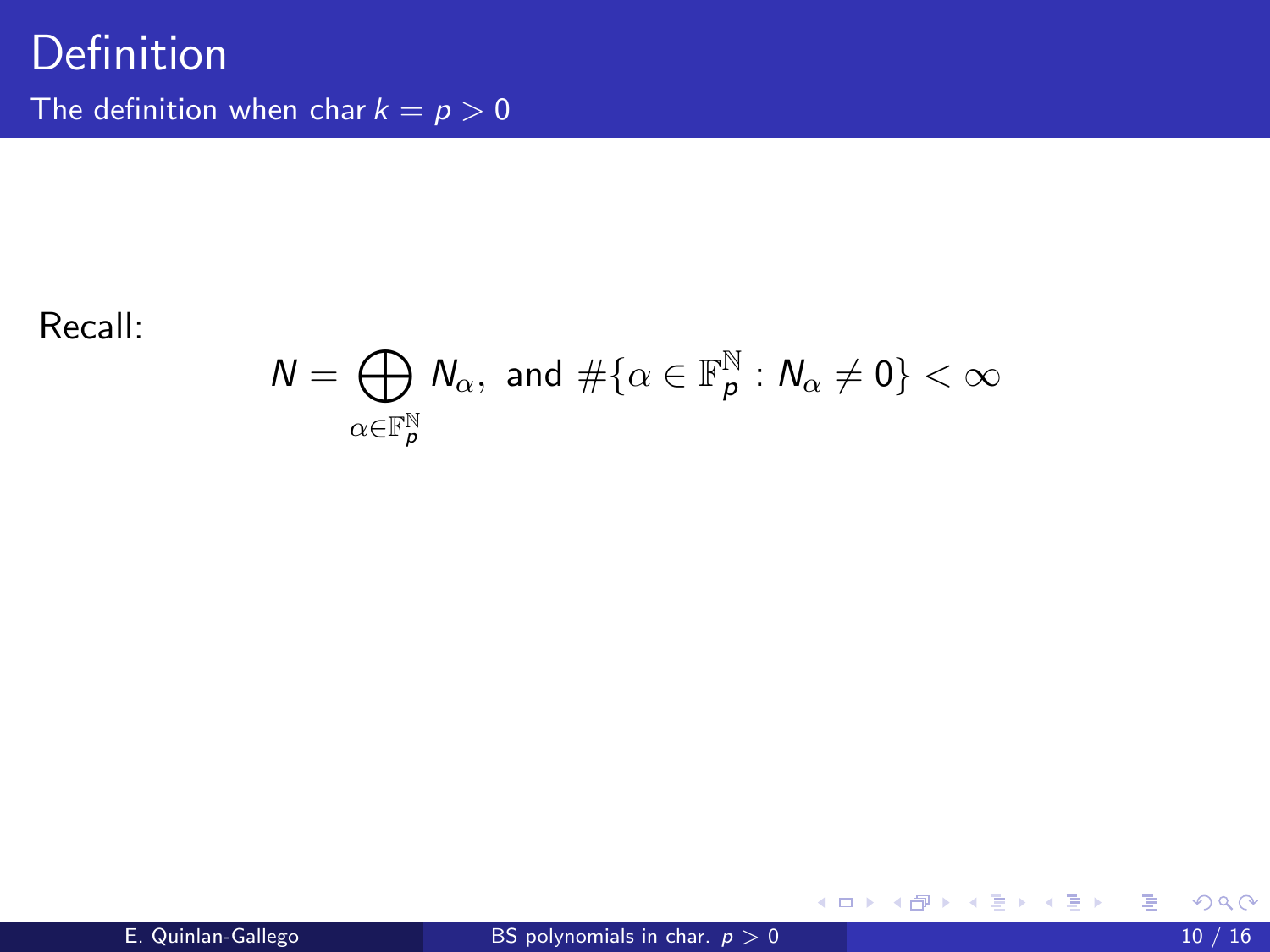# Definition

## The definition when char $k = p > 0$

Recall:

$$N = \bigoplus_{\alpha \in \mathbb{F}_p^{\mathbb{N}}} N_\alpha, \text{ and } \#\{\alpha \in \mathbb{F}_p^{\mathbb{N}} : N_\alpha \neq 0\} < \infty$$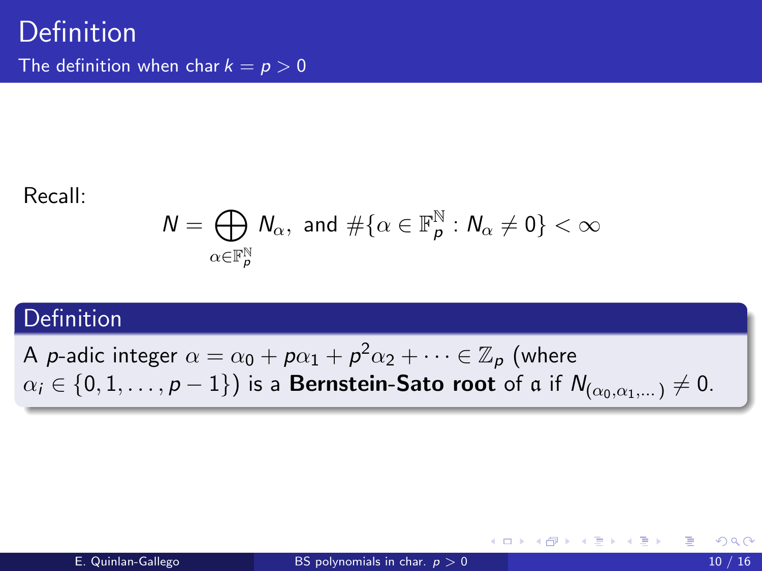# Definition

## The definition when char $k = p > 0$

Recall:

$$N = \bigoplus_{\alpha \in \mathbb{F}_p^{\mathbb{N}}} N_\alpha, \text{ and } \#\{\alpha \in \mathbb{F}_p^{\mathbb{N}} : N_\alpha \neq 0\} < \infty$$

### Definition

A $p$-adic integer $\alpha = \alpha_0 + p\alpha_1 + p^2\alpha_2 + \cdots \in \mathbb{Z}_p$ (where $\alpha_i \in \{0, 1, \ldots, p-1\}$) is a **Bernstein-Sato root** of $\mathfrak{a}$ if $N_{(\alpha_0, \alpha_1, \ldots)} \neq 0$.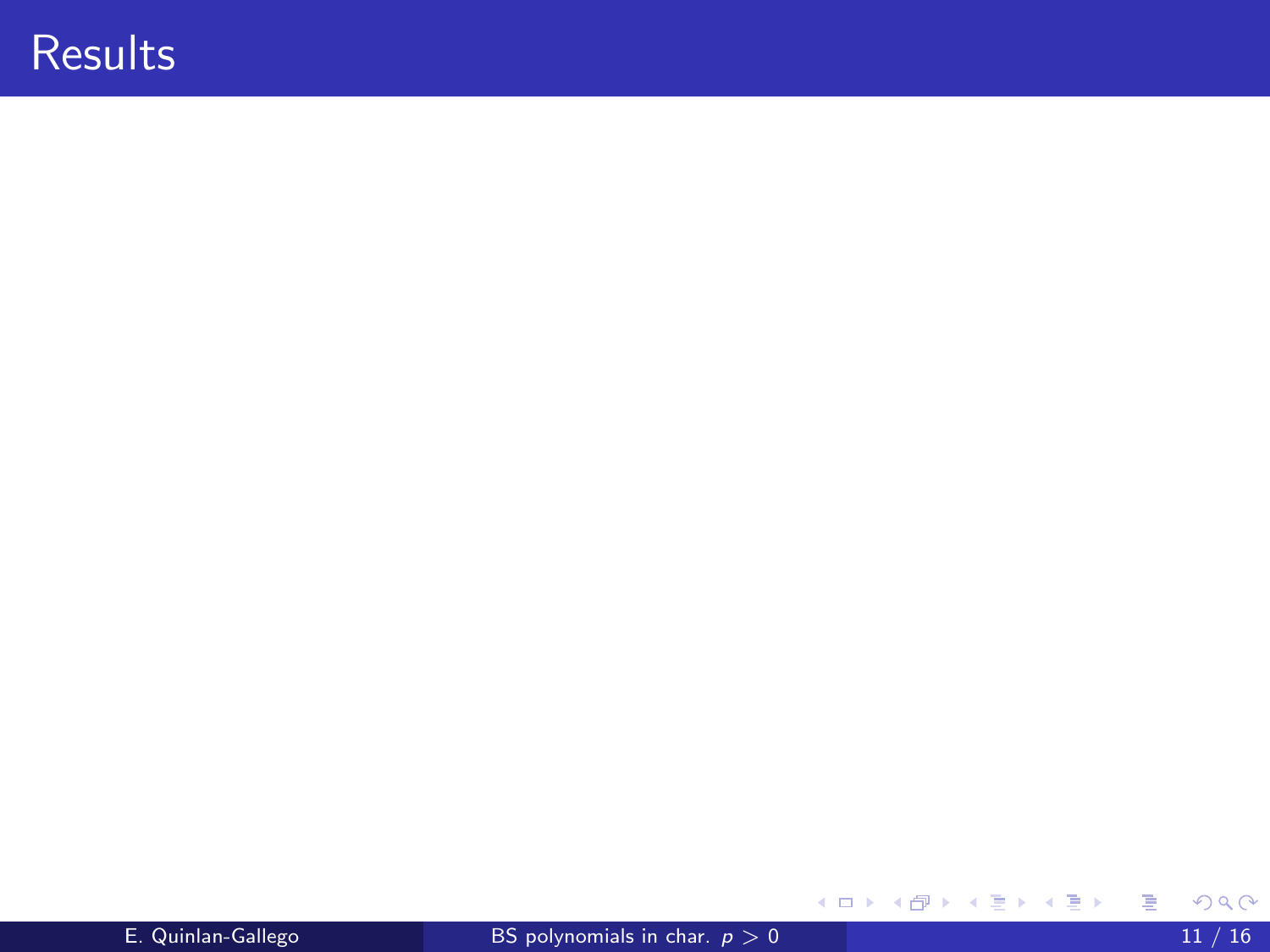# Results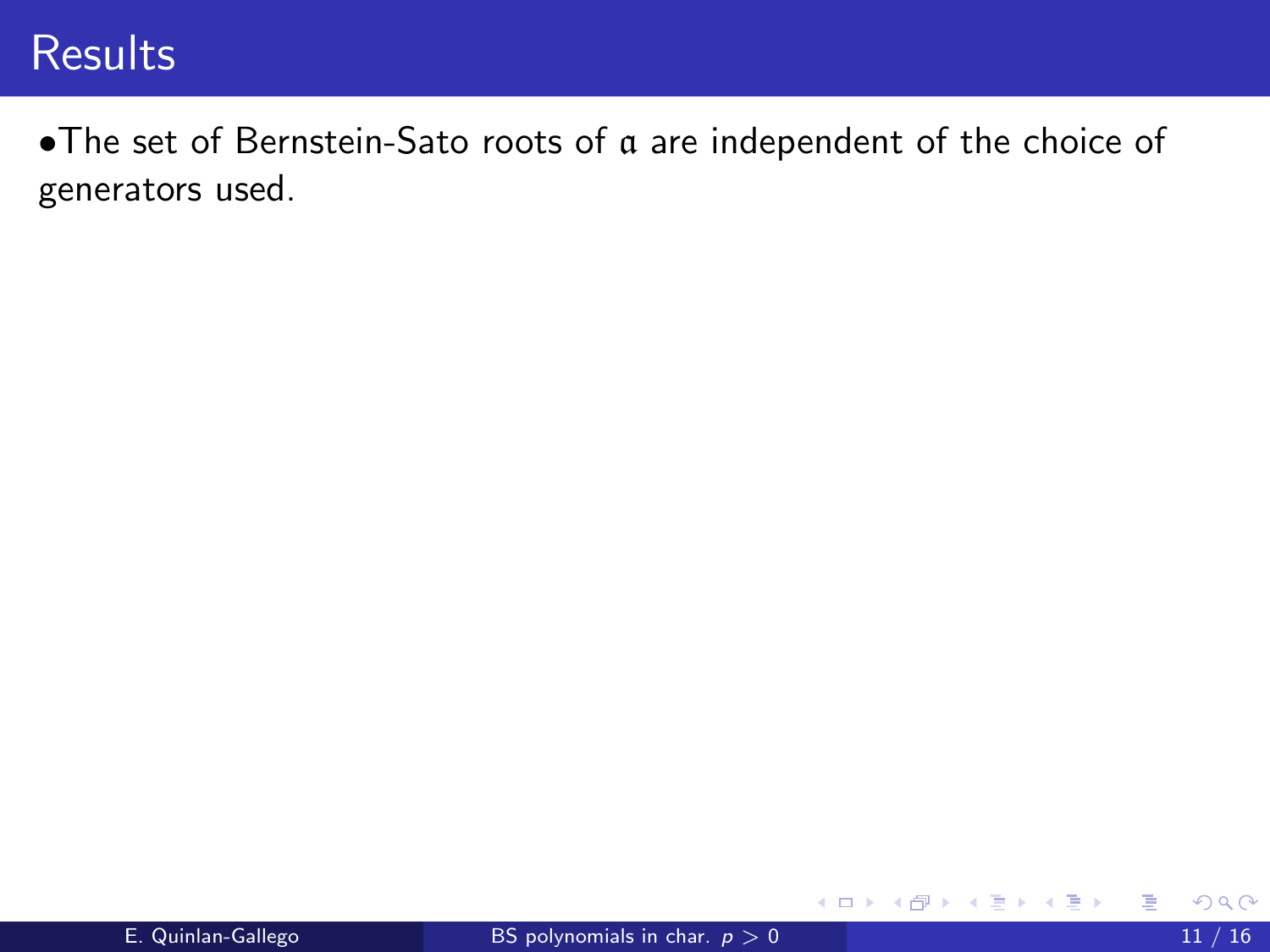# Results

- The set of Bernstein-Sato roots of $\mathfrak{a}$ are independent of the choice of generators used.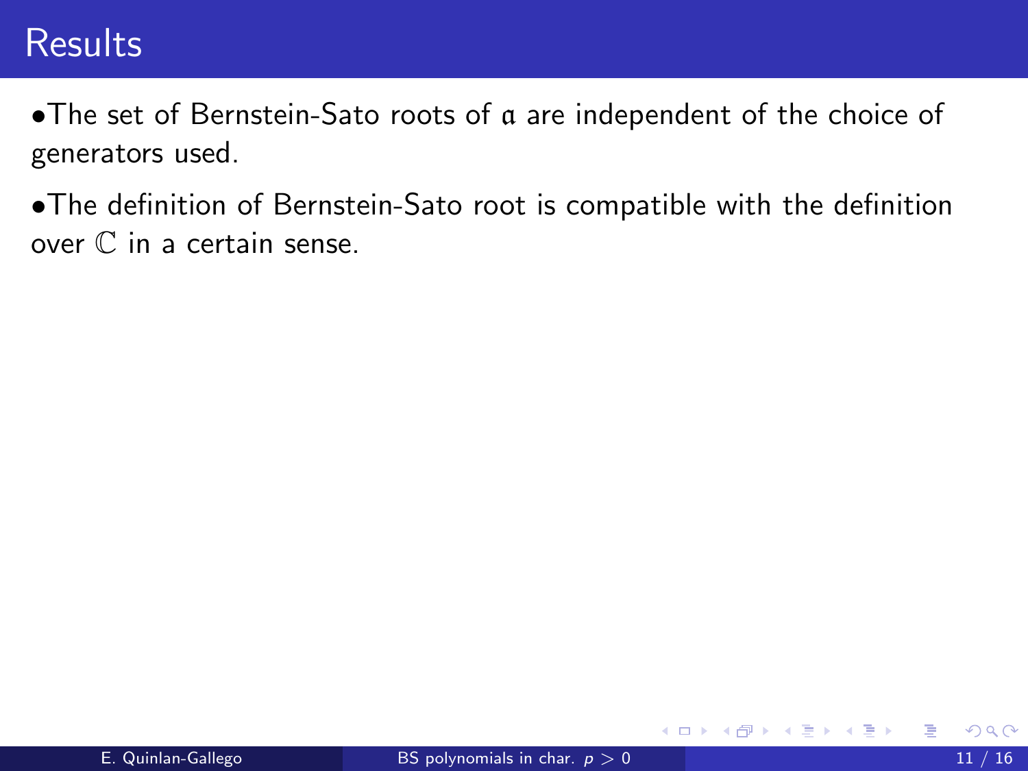# Results

- The set of Bernstein-Sato roots of $\mathfrak{a}$ are independent of the choice of generators used.
- The definition of Bernstein-Sato root is compatible with the definition over $\mathbb{C}$ in a certain sense.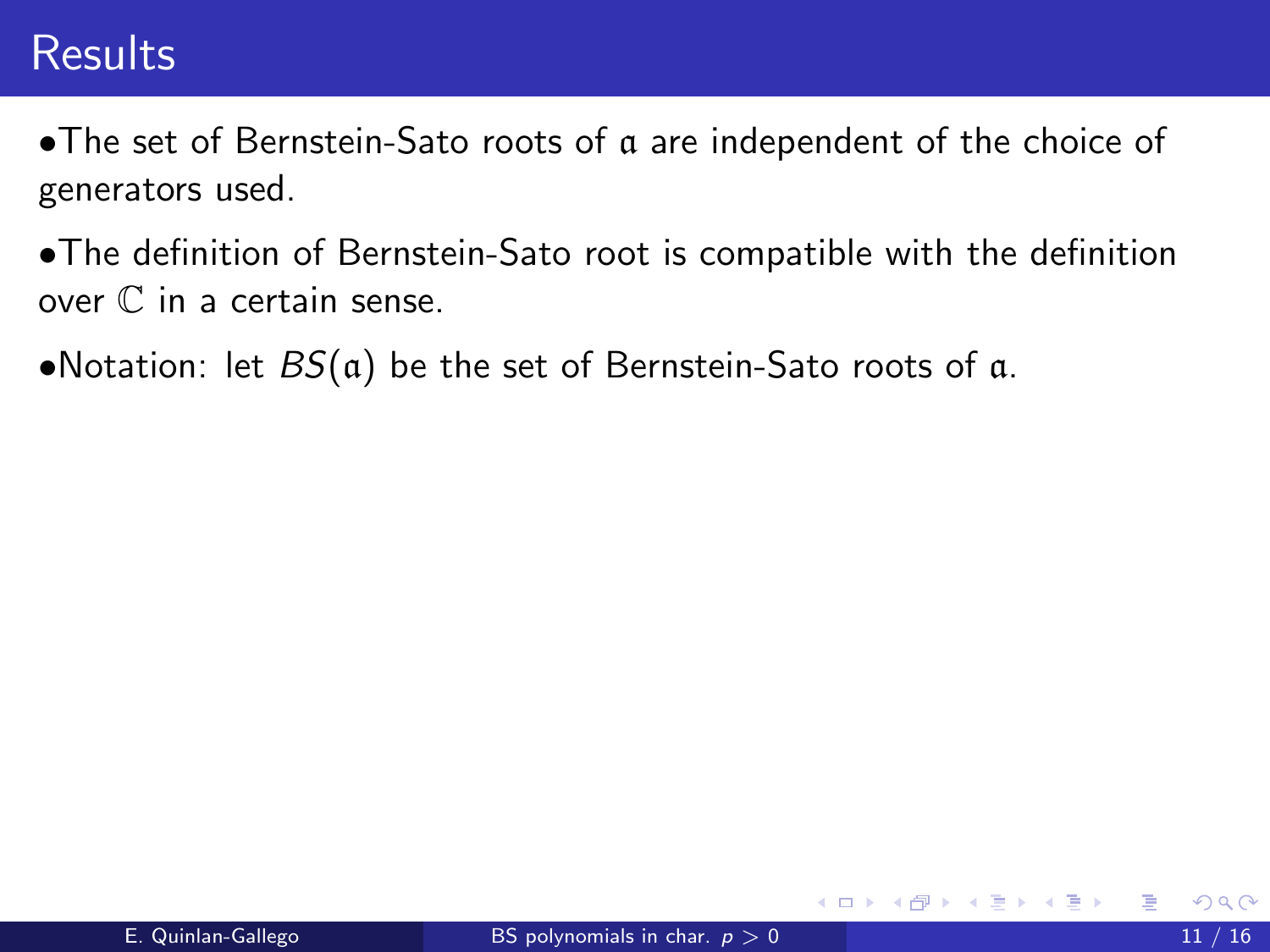# Results

- The set of Bernstein-Sato roots of $\mathfrak{a}$ are independent of the choice of generators used.
- The definition of Bernstein-Sato root is compatible with the definition over $\mathbb{C}$ in a certain sense.
- Notation: let $BS(\mathfrak{a})$ be the set of Bernstein-Sato roots of $\mathfrak{a}$.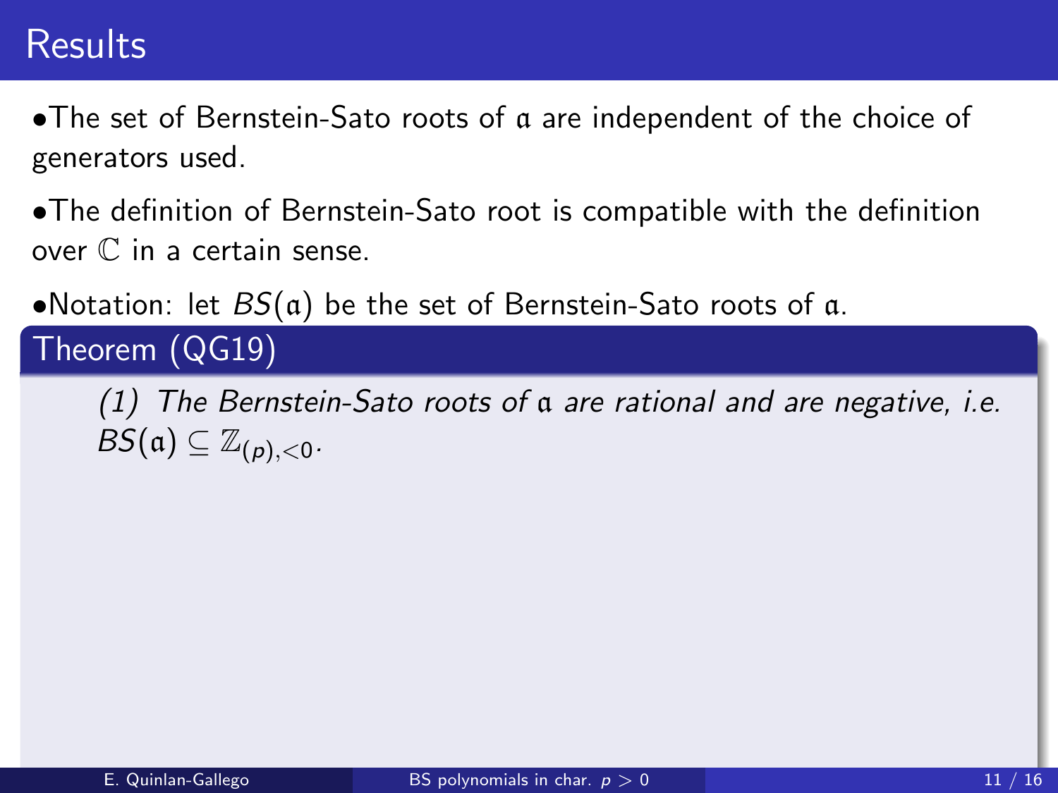# Results

- The set of Bernstein-Sato roots of $\mathfrak{a}$ are independent of the choice of generators used.
- The definition of Bernstein-Sato root is compatible with the definition over $\mathbb{C}$ in a certain sense.
- Notation: let $BS(\mathfrak{a})$ be the set of Bernstein-Sato roots of $\mathfrak{a}$.

## Theorem (QG19)

*(1) The Bernstein-Sato roots of $\mathfrak{a}$ are rational and are negative, i.e. $BS(\mathfrak{a}) \subseteq \mathbb{Z}_{(p),<0}$.*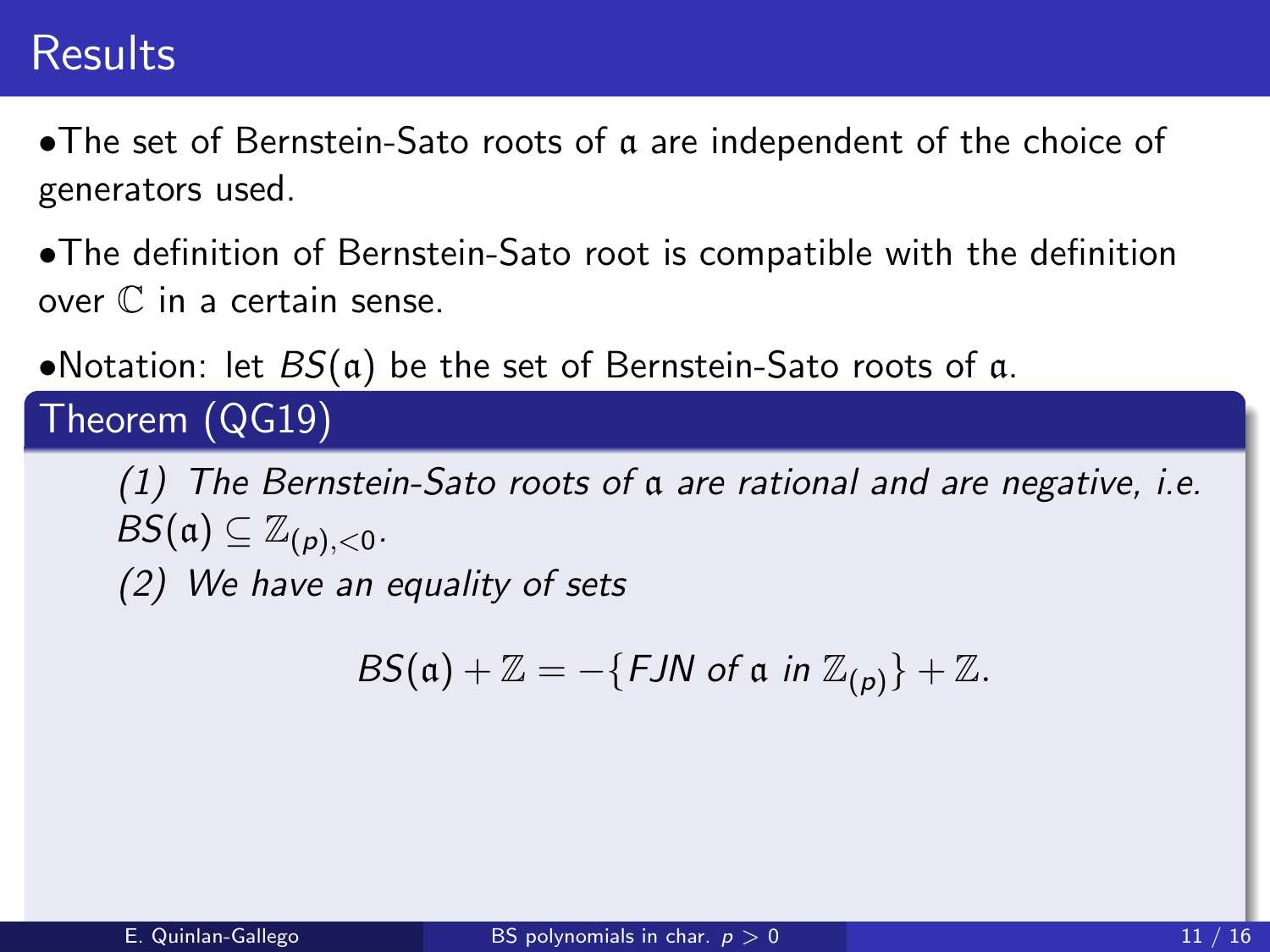## Results

- The set of Bernstein-Sato roots of $\mathfrak{a}$ are independent of the choice of generators used.
- The definition of Bernstein-Sato root is compatible with the definition over $\mathbb{C}$ in a certain sense.
- Notation: let $BS(\mathfrak{a})$ be the set of Bernstein-Sato roots of $\mathfrak{a}$.

**Theorem (QG19)**

*(1) The Bernstein-Sato roots of $\mathfrak{a}$ are rational and are negative, i.e. $BS(\mathfrak{a}) \subseteq \mathbb{Z}_{(p),<0}$.*

*(2) We have an equality of sets*

$$BS(\mathfrak{a}) + \mathbb{Z} = -\{\text{FJN of } \mathfrak{a} \text{ in } \mathbb{Z}_{(p)}\} + \mathbb{Z}.$$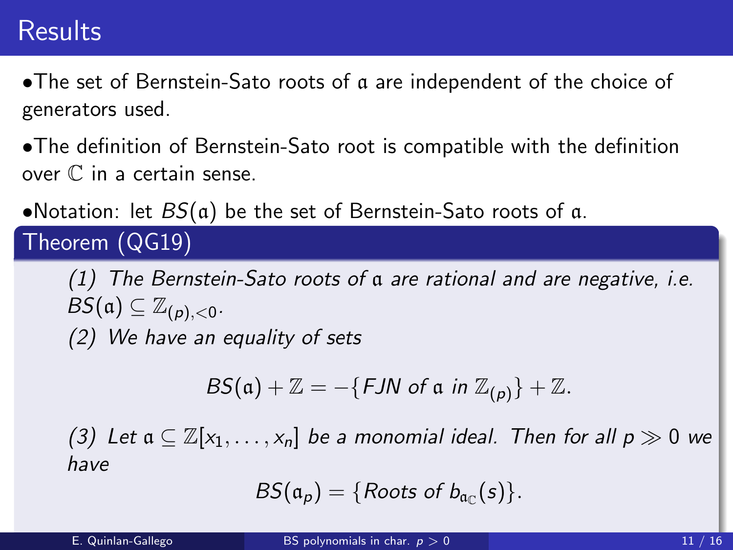# Results

- The set of Bernstein-Sato roots of $\mathfrak{a}$ are independent of the choice of generators used.
- The definition of Bernstein-Sato root is compatible with the definition over $\mathbb{C}$ in a certain sense.
- Notation: let $BS(\mathfrak{a})$ be the set of Bernstein-Sato roots of $\mathfrak{a}$.

**Theorem (QG19)**

*(1) The Bernstein-Sato roots of $\mathfrak{a}$ are rational and are negative, i.e. $BS(\mathfrak{a}) \subseteq \mathbb{Z}_{(p),<0}$.*

*(2) We have an equality of sets*

$$BS(\mathfrak{a}) + \mathbb{Z} = -\{FJN \text{ of } \mathfrak{a} \text{ in } \mathbb{Z}_{(p)}\} + \mathbb{Z}.$$

*(3) Let $\mathfrak{a} \subseteq \mathbb{Z}[x_1, \ldots, x_n]$ be a monomial ideal. Then for all $p \gg 0$ we have*

$$BS(\mathfrak{a}_p) = \{\text{Roots of } b_{\mathfrak{a}_{\mathbb{C}}}(s)\}.$$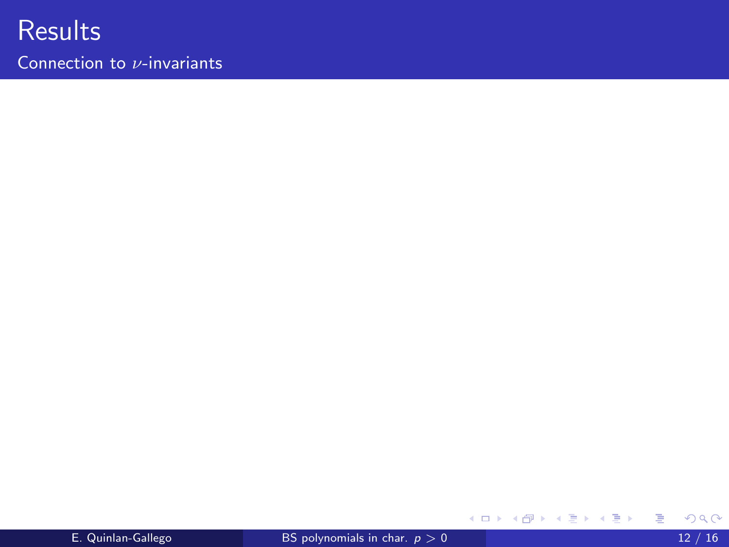# Results

## Connection to $\nu$-invariants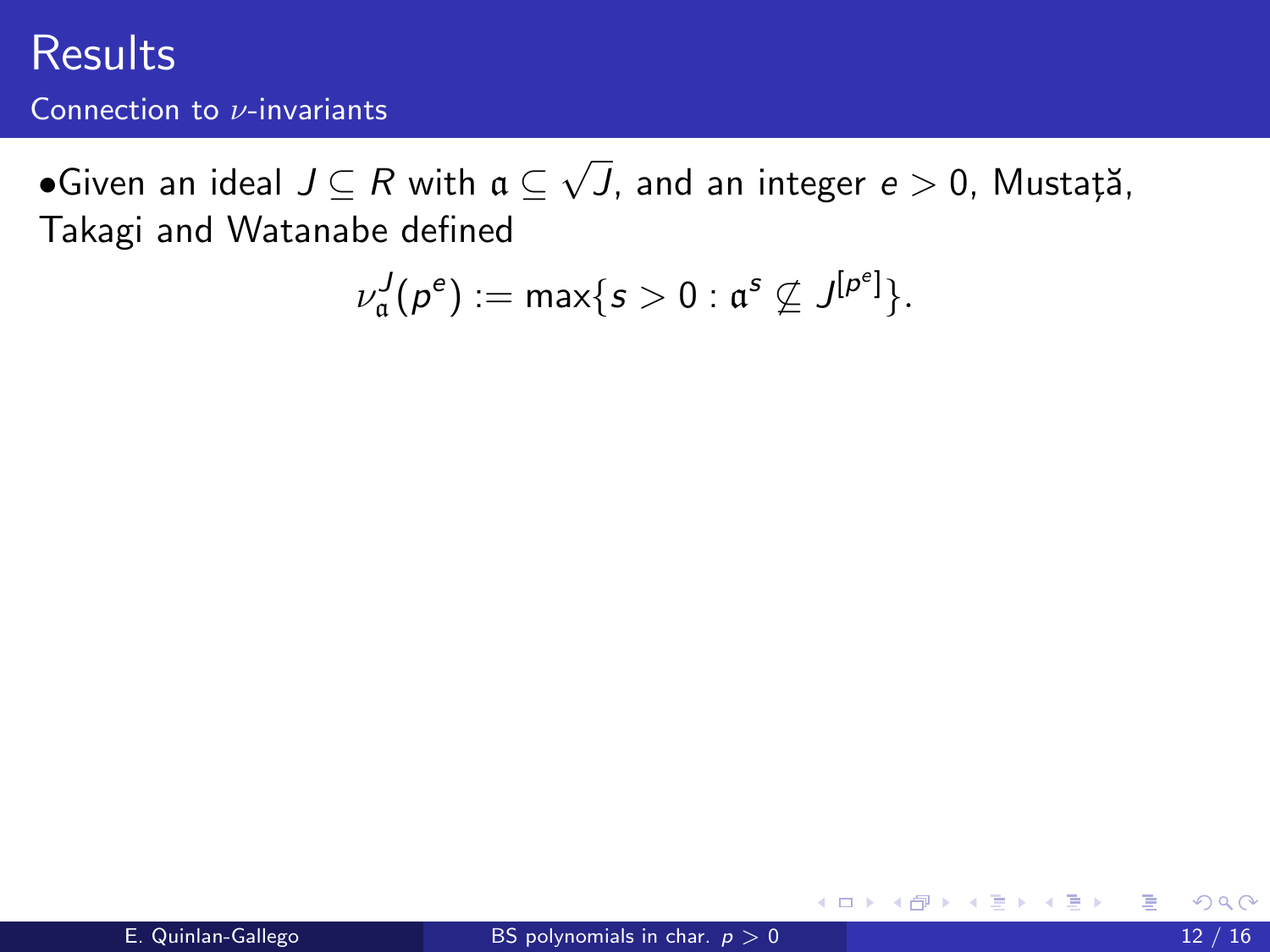# Results

## Connection to $\nu$-invariants

- Given an ideal $J \subseteq R$ with $\mathfrak{a} \subseteq \sqrt{J}$, and an integer $e > 0$, Mustață, Takagi and Watanabe defined

$$\nu_{\mathfrak{a}}^{J}(p^e) := \max\{s > 0 : \mathfrak{a}^s \not\subseteq J^{[p^e]}\}.$$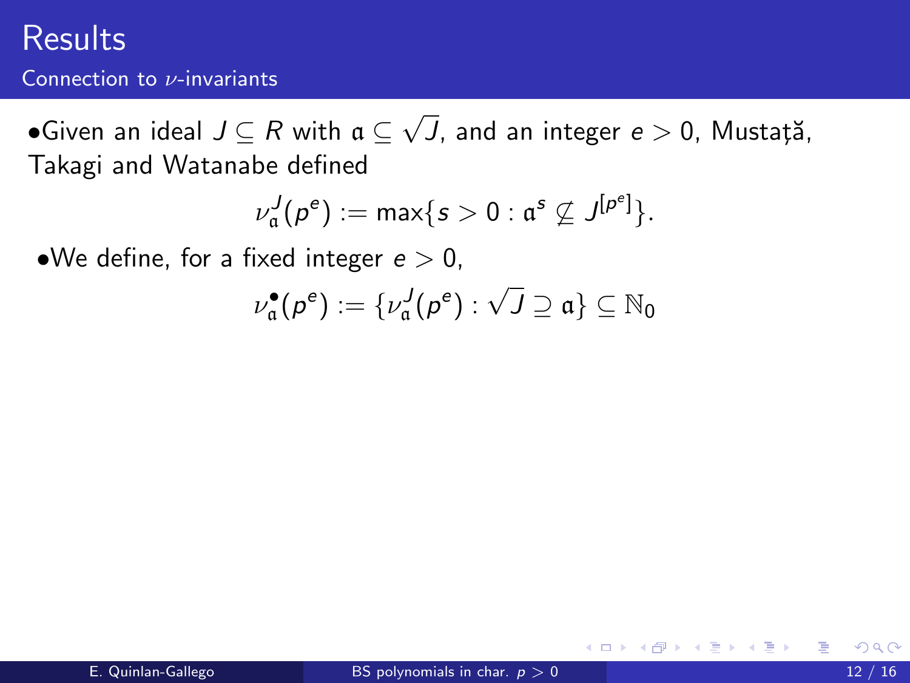# Results

## Connection to $\nu$-invariants

- Given an ideal $J \subseteq R$ with $\mathfrak{a} \subseteq \sqrt{J}$, and an integer $e > 0$, Mustaţă, Takagi and Watanabe defined

$$\nu_{\mathfrak{a}}^{J}(p^e) := \max\{s > 0 : \mathfrak{a}^s \not\subseteq J^{[p^e]}\}.$$

- We define, for a fixed integer $e > 0$,

$$\nu_{\mathfrak{a}}^{\bullet}(p^e) := \{\nu_{\mathfrak{a}}^{J}(p^e) : \sqrt{J} \supseteq \mathfrak{a}\} \subseteq \mathbb{N}_0$$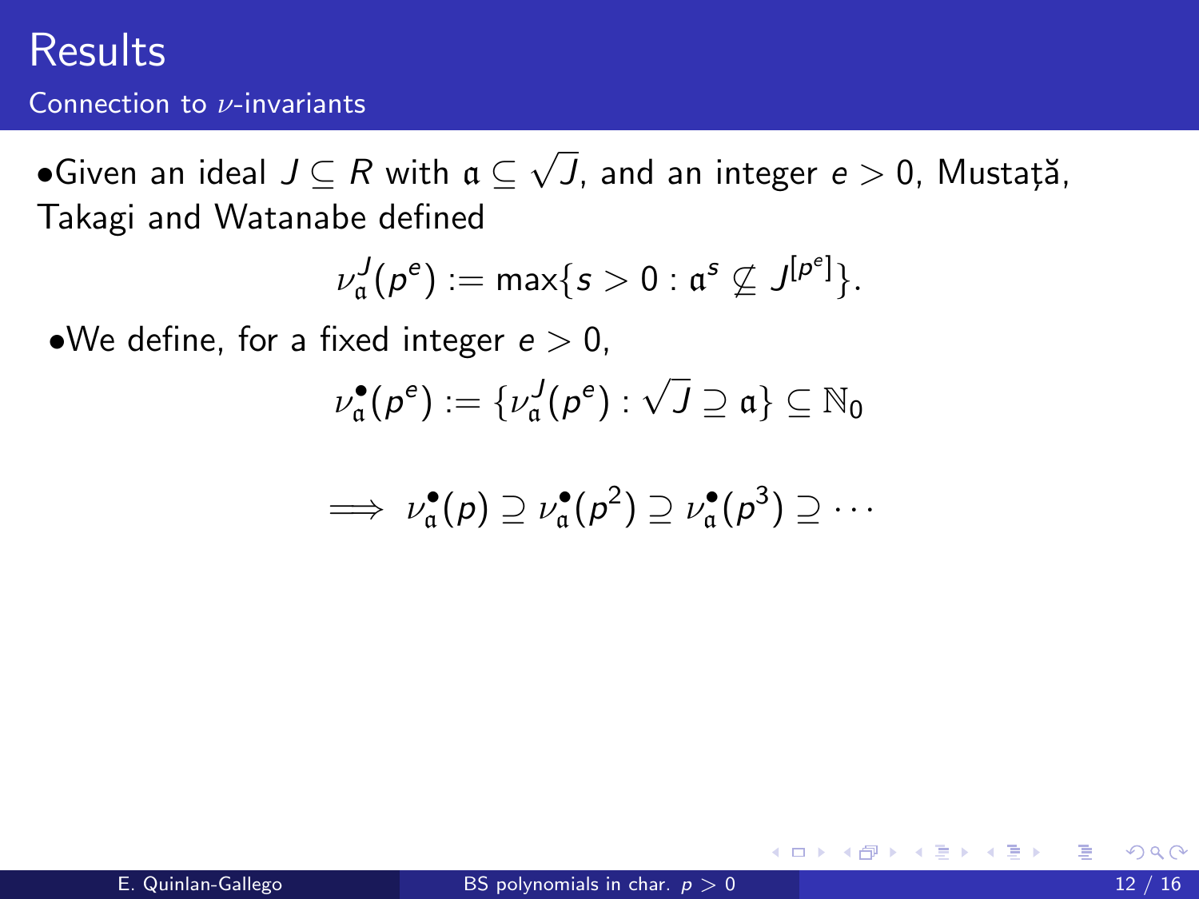# Results

## Connection to $\nu$-invariants

- Given an ideal $J \subseteq R$ with $\mathfrak{a} \subseteq \sqrt{J}$, and an integer $e > 0$, Mustață, Takagi and Watanabe defined

$$\nu_{\mathfrak{a}}^{J}(p^e) := \max\{s > 0 : \mathfrak{a}^s \not\subseteq J^{[p^e]}\}.$$

- We define, for a fixed integer $e > 0$,

$$\nu_{\mathfrak{a}}^{\bullet}(p^e) := \{\nu_{\mathfrak{a}}^{J}(p^e) : \sqrt{J} \supseteq \mathfrak{a}\} \subseteq \mathbb{N}_0$$

$$\implies \nu_{\mathfrak{a}}^{\bullet}(p) \supseteq \nu_{\mathfrak{a}}^{\bullet}(p^2) \supseteq \nu_{\mathfrak{a}}^{\bullet}(p^3) \supseteq \cdots$$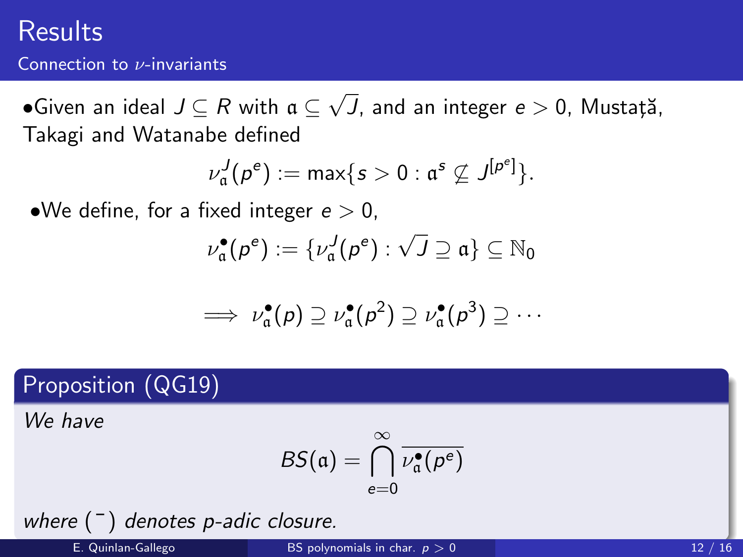# Results

## Connection to $\nu$-invariants

- Given an ideal $J \subseteq R$ with $\mathfrak{a} \subseteq \sqrt{J}$, and an integer $e > 0$, Mustaţă, Takagi and Watanabe defined

$$\nu_{\mathfrak{a}}^{J}(p^e) := \max\{s > 0 : \mathfrak{a}^s \not\subseteq J^{[p^e]}\}.$$

- We define, for a fixed integer $e > 0$,

$$\nu_{\mathfrak{a}}^{\bullet}(p^e) := \{\nu_{\mathfrak{a}}^{J}(p^e) : \sqrt{J} \supseteq \mathfrak{a}\} \subseteq \mathbb{N}_0$$

$$\implies \nu_{\mathfrak{a}}^{\bullet}(p) \supseteq \nu_{\mathfrak{a}}^{\bullet}(p^2) \supseteq \nu_{\mathfrak{a}}^{\bullet}(p^3) \supseteq \cdots$$

**Proposition (QG19)**

*We have*

$$BS(\mathfrak{a}) = \bigcap_{e=0}^{\infty} \overline{\nu_{\mathfrak{a}}^{\bullet}(p^e)}$$

*where* $(\bar{\ })$ *denotes p-adic closure.*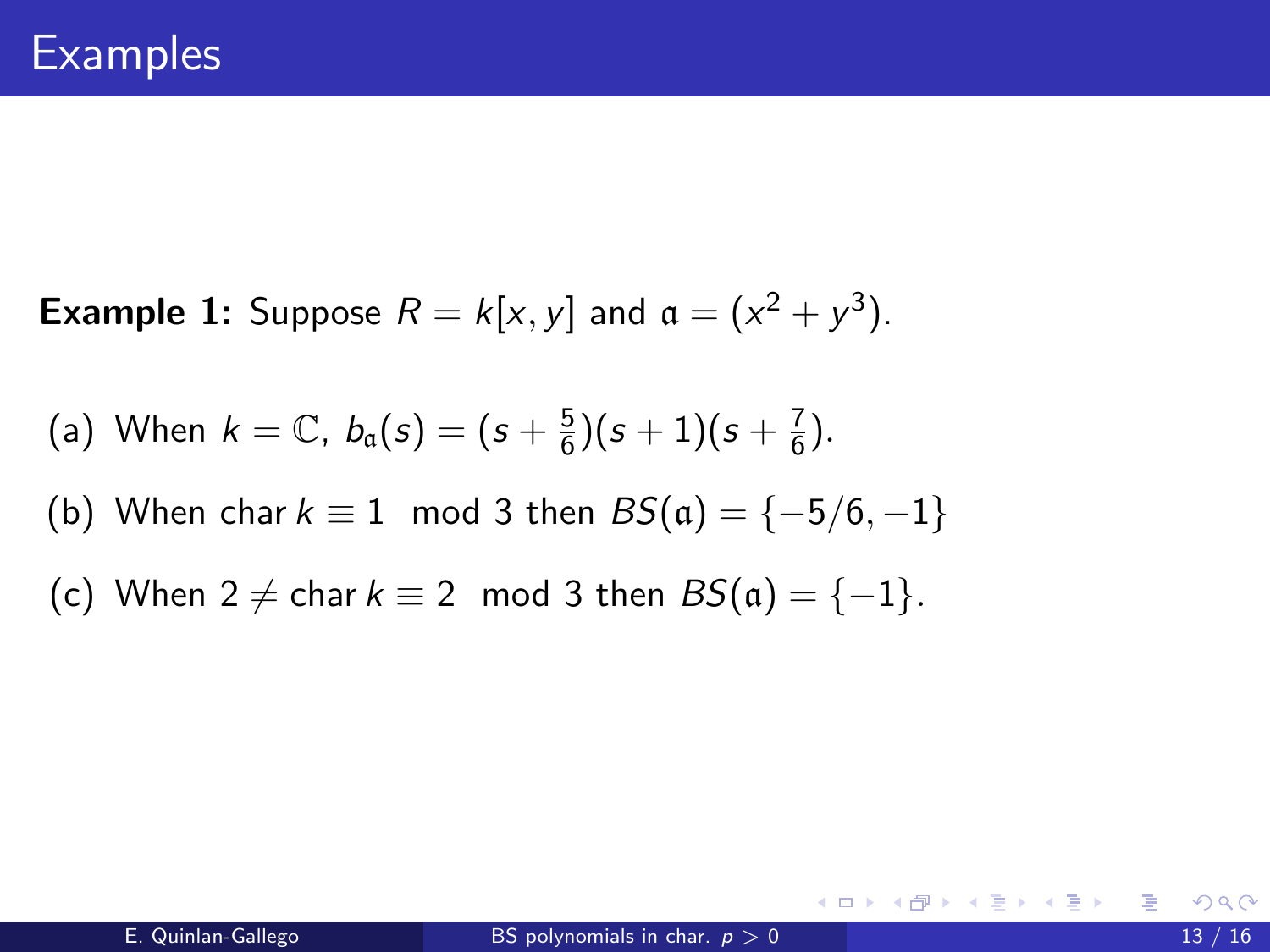# Examples

**Example 1:** Suppose $R = k[x, y]$ and $\mathfrak{a} = (x^2 + y^3)$.

(a) When $k = \mathbb{C}$, $b_{\mathfrak{a}}(s) = (s + \frac{5}{6})(s + 1)(s + \frac{7}{6})$.

(b) When $\operatorname{char} k \equiv 1 \mod 3$ then $BS(\mathfrak{a}) = \{-5/6, -1\}$

(c) When $2 \neq \operatorname{char} k \equiv 2 \mod 3$ then $BS(\mathfrak{a}) = \{-1\}$.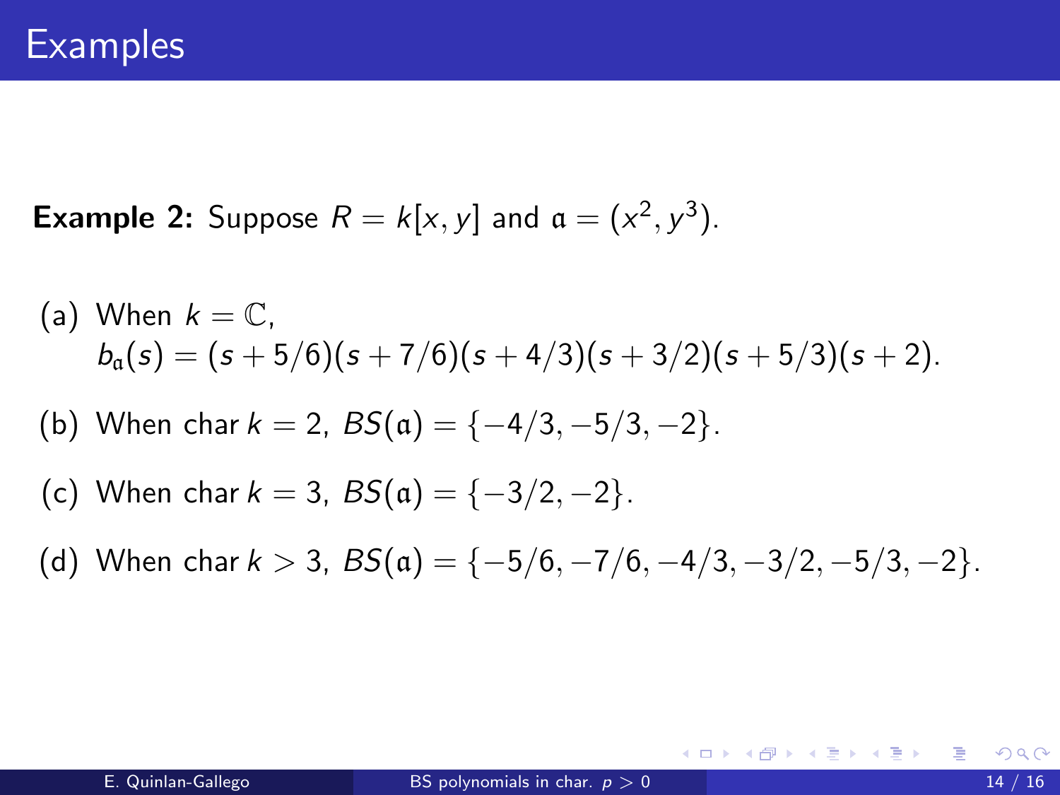# Examples

**Example 2:** Suppose $R = k[x, y]$ and $\mathfrak{a} = (x^2, y^3)$.

(a) When $k = \mathbb{C}$,
$b_{\mathfrak{a}}(s) = (s + 5/6)(s + 7/6)(s + 4/3)(s + 3/2)(s + 5/3)(s + 2)$.

(b) When $\operatorname{char} k = 2$, $BS(\mathfrak{a}) = \{-4/3, -5/3, -2\}$.

(c) When $\operatorname{char} k = 3$, $BS(\mathfrak{a}) = \{-3/2, -2\}$.

(d) When $\operatorname{char} k > 3$, $BS(\mathfrak{a}) = \{-5/6, -7/6, -4/3, -3/2, -5/3, -2\}$.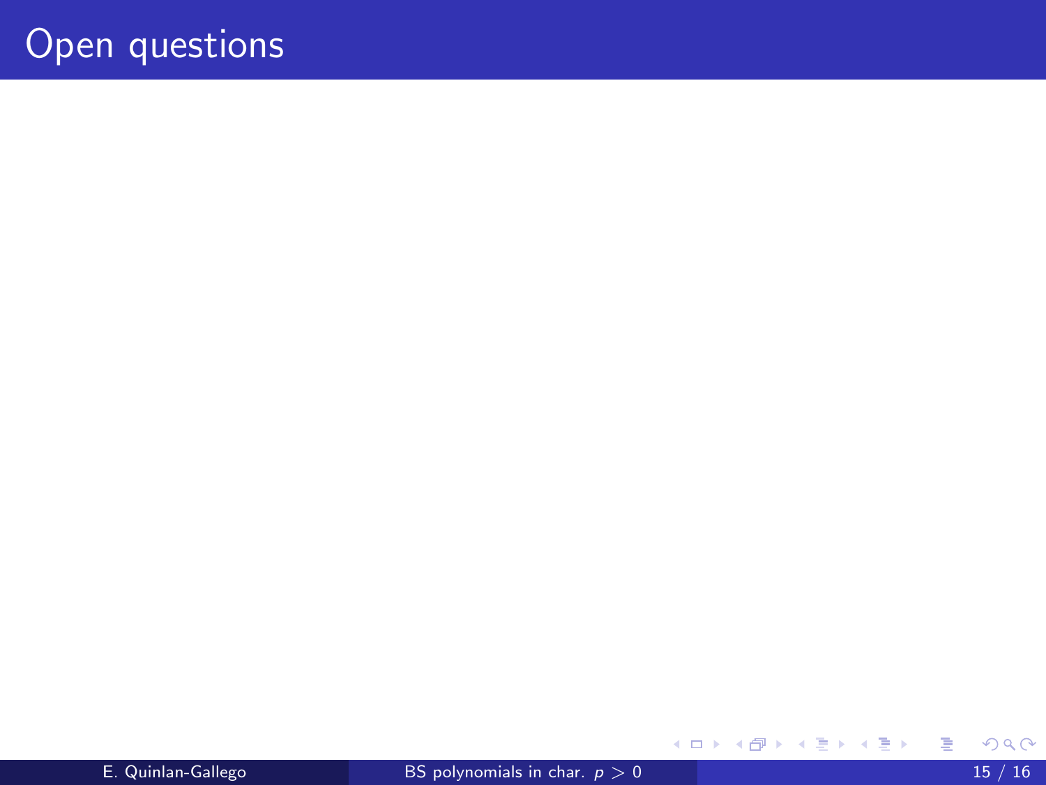# Open questions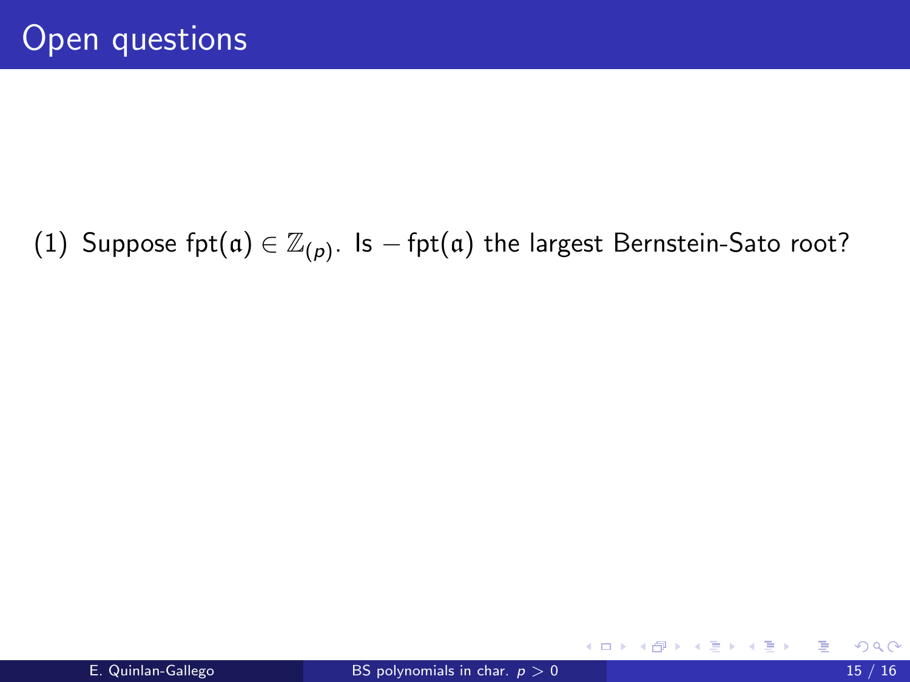# Open questions

(1) Suppose $\mathrm{fpt}(\mathfrak{a}) \in \mathbb{Z}_{(p)}$. Is $-\mathrm{fpt}(\mathfrak{a})$ the largest Bernstein-Sato root?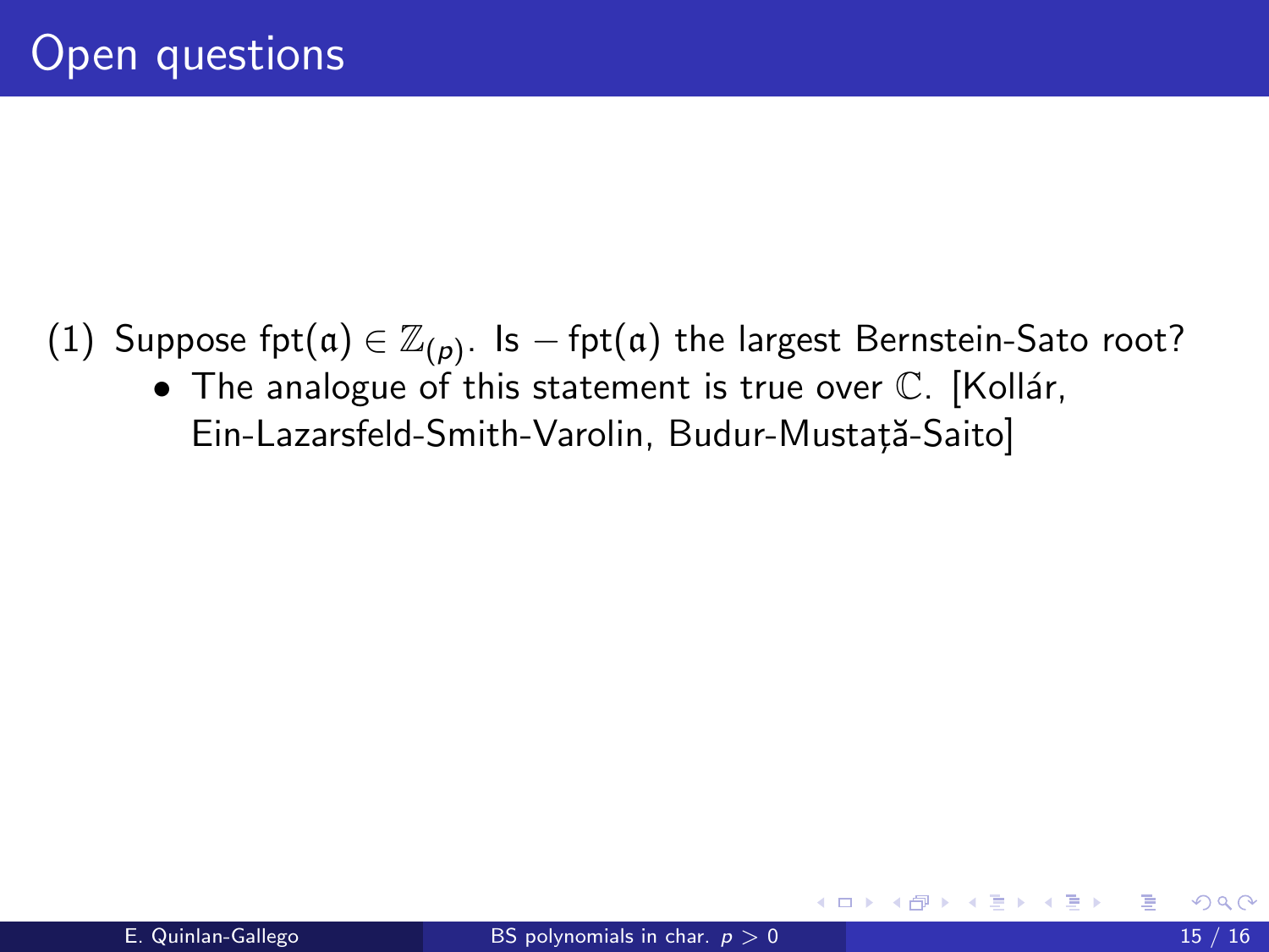# Open questions

(1) Suppose $\mathrm{fpt}(\mathfrak{a}) \in \mathbb{Z}_{(p)}$. Is $-\mathrm{fpt}(\mathfrak{a})$ the largest Bernstein-Sato root?

- The analogue of this statement is true over $\mathbb{C}$. [Kollár, Ein-Lazarsfeld-Smith-Varolin, Budur-Mustață-Saito]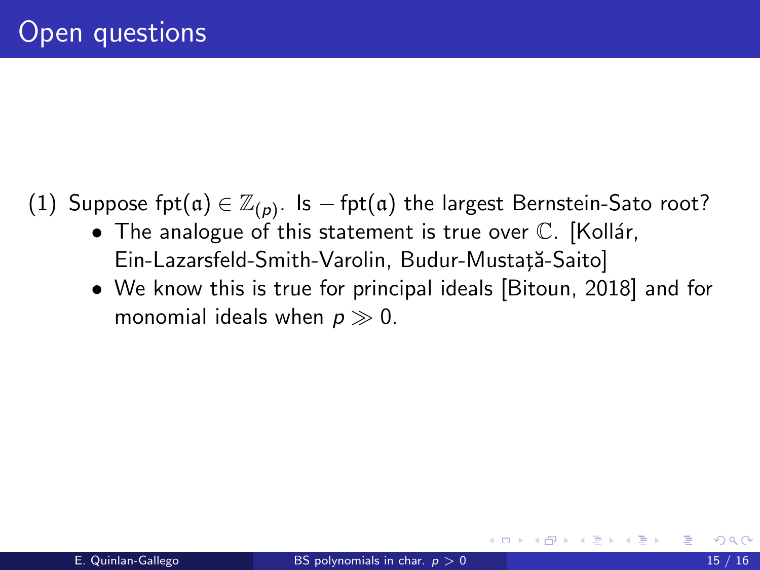# Open questions

(1) Suppose $\mathrm{fpt}(\mathfrak{a}) \in \mathbb{Z}_{(p)}$. Is $-\mathrm{fpt}(\mathfrak{a})$ the largest Bernstein-Sato root?

- The analogue of this statement is true over $\mathbb{C}$. [Kollár, Ein-Lazarsfeld-Smith-Varolin, Budur-Mustață-Saito]
- We know this is true for principal ideals [Bitoun, 2018] and for monomial ideals when $p \gg 0$.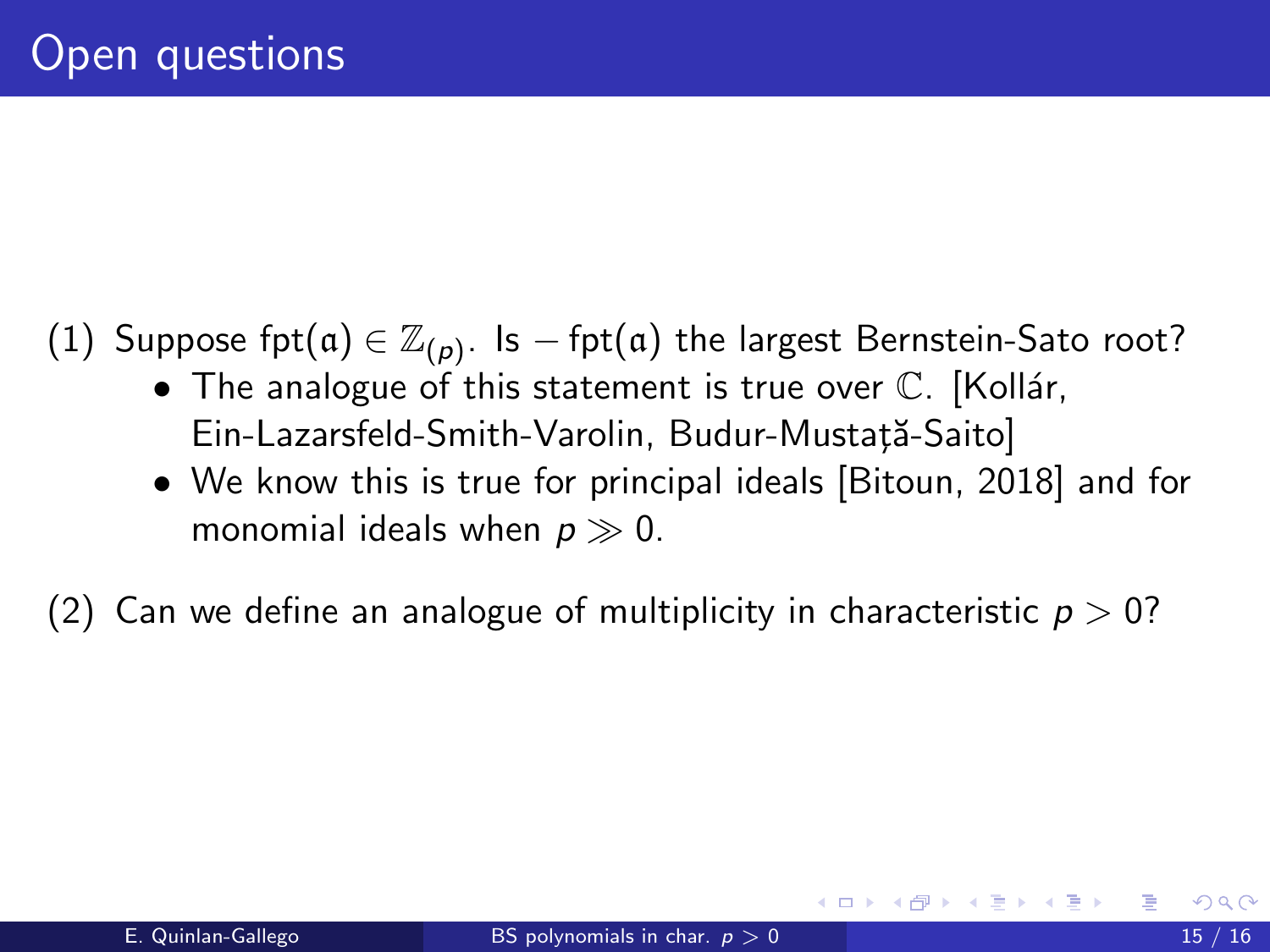# Open questions

(1) Suppose $\mathrm{fpt}(\mathfrak{a}) \in \mathbb{Z}_{(p)}$. Is $-\,\mathrm{fpt}(\mathfrak{a})$ the largest Bernstein-Sato root?

- The analogue of this statement is true over $\mathbb{C}$. [Kollár, Ein-Lazarsfeld-Smith-Varolin, Budur-Mustață-Saito]
- We know this is true for principal ideals [Bitoun, 2018] and for monomial ideals when $p \gg 0$.

(2) Can we define an analogue of multiplicity in characteristic $p > 0$?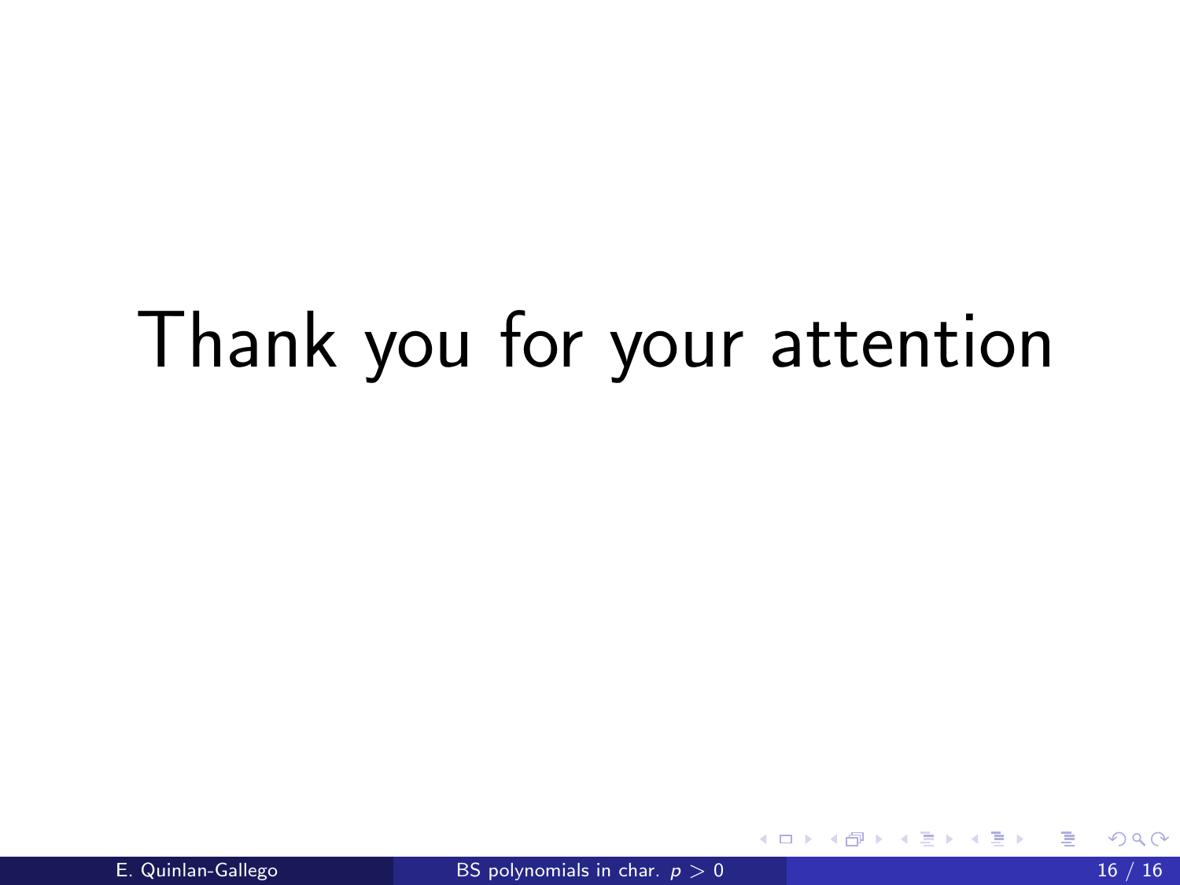Thank you for your attention